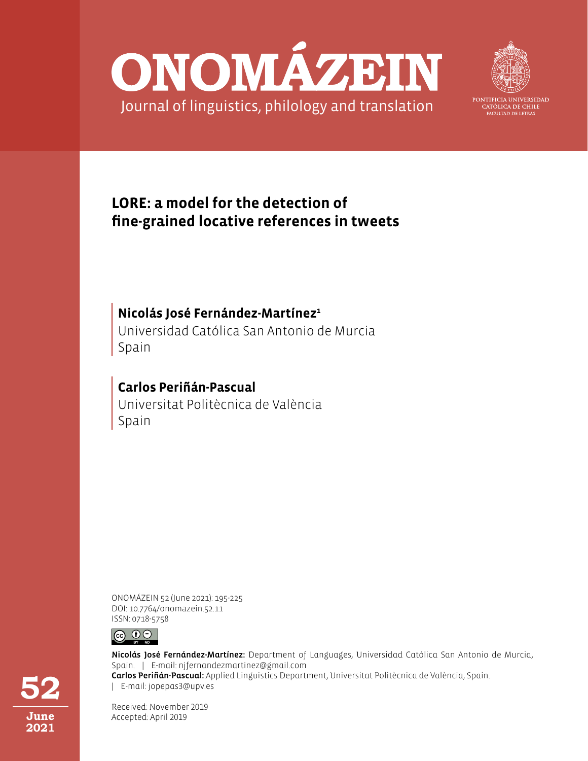# ONOMÁZEIN

Journal of linguistics, philology and translation

PONTIFICIA UNIVERSIDAD CATÓLICA DE CHILE
FACULTAD DE LETRAS

## LORE: a model for the detection of fine-grained locative references in tweets

**Nicolás José Fernández-Martínez**[1]
Universidad Católica San Antonio de Murcia
Spain

**Carlos Periñán-Pascual**
Universitat Politècnica de València
Spain

ONOMÁZEIN 52 (June 2021): 195-225
DOI: 10.7764/onomazein.52.11
ISSN: 0718-5758

**Nicolás José Fernández-Martínez:** Department of Languages, Universidad Católica San Antonio de Murcia, Spain. | E-mail: njfernandezmartinez@gmail.com
**Carlos Periñán-Pascual:** Applied Linguistics Department, Universitat Politècnica de València, Spain. | E-mail: jopepas3@upv.es

Received: November 2019
Accepted: April 2019

52
June
2021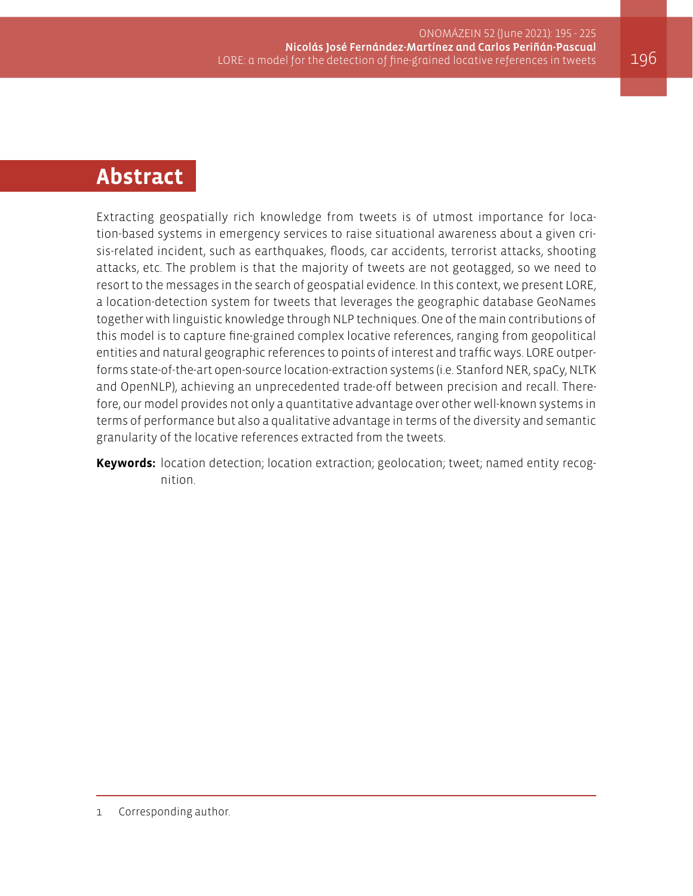## Abstract

Extracting geospatially rich knowledge from tweets is of utmost importance for location-based systems in emergency services to raise situational awareness about a given crisis-related incident, such as earthquakes, floods, car accidents, terrorist attacks, shooting attacks, etc. The problem is that the majority of tweets are not geotagged, so we need to resort to the messages in the search of geospatial evidence. In this context, we present LORE, a location-detection system for tweets that leverages the geographic database GeoNames together with linguistic knowledge through NLP techniques. One of the main contributions of this model is to capture fine-grained complex locative references, ranging from geopolitical entities and natural geographic references to points of interest and traffic ways. LORE outperforms state-of-the-art open-source location-extraction systems (i.e. Stanford NER, spaCy, NLTK and OpenNLP), achieving an unprecedented trade-off between precision and recall. Therefore, our model provides not only a quantitative advantage over other well-known systems in terms of performance but also a qualitative advantage in terms of the diversity and semantic granularity of the locative references extracted from the tweets.

**Keywords:** location detection; location extraction; geolocation; tweet; named entity recognition.

---

1 Corresponding author.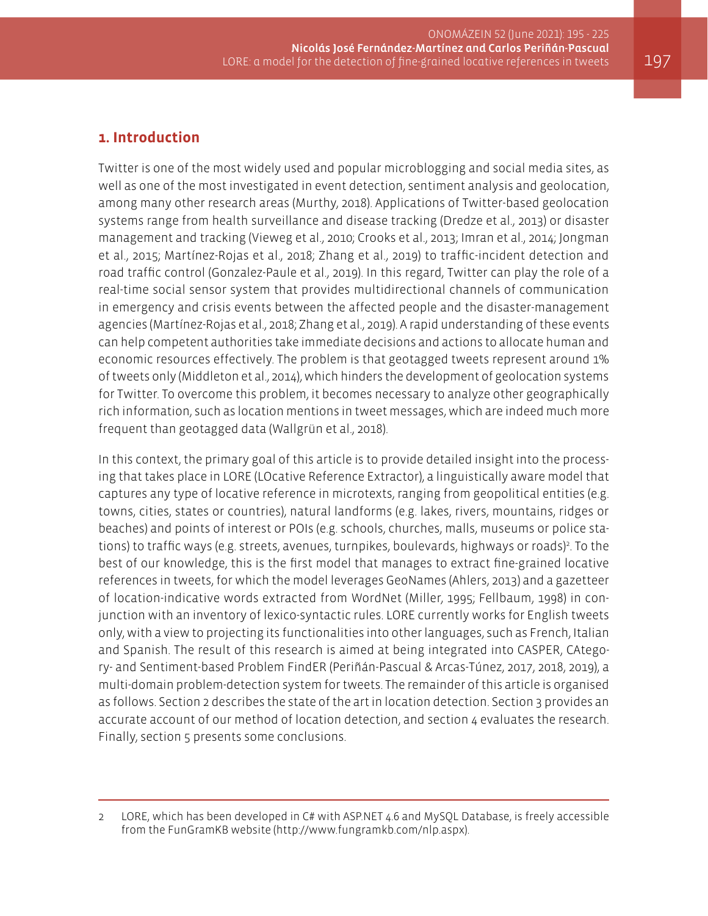## 1. Introduction

Twitter is one of the most widely used and popular microblogging and social media sites, as well as one of the most investigated in event detection, sentiment analysis and geolocation, among many other research areas (Murthy, 2018). Applications of Twitter-based geolocation systems range from health surveillance and disease tracking (Dredze et al., 2013) or disaster management and tracking (Vieweg et al., 2010; Crooks et al., 2013; Imran et al., 2014; Jongman et al., 2015; Martínez-Rojas et al., 2018; Zhang et al., 2019) to traffic-incident detection and road traffic control (Gonzalez-Paule et al., 2019). In this regard, Twitter can play the role of a real-time social sensor system that provides multidirectional channels of communication in emergency and crisis events between the affected people and the disaster-management agencies (Martínez-Rojas et al., 2018; Zhang et al., 2019). A rapid understanding of these events can help competent authorities take immediate decisions and actions to allocate human and economic resources effectively. The problem is that geotagged tweets represent around 1% of tweets only (Middleton et al., 2014), which hinders the development of geolocation systems for Twitter. To overcome this problem, it becomes necessary to analyze other geographically rich information, such as location mentions in tweet messages, which are indeed much more frequent than geotagged data (Wallgrün et al., 2018).

In this context, the primary goal of this article is to provide detailed insight into the processing that takes place in LORE (LOcative Reference Extractor), a linguistically aware model that captures any type of locative reference in microtexts, ranging from geopolitical entities (e.g. towns, cities, states or countries), natural landforms (e.g. lakes, rivers, mountains, ridges or beaches) and points of interest or POIs (e.g. schools, churches, malls, museums or police stations) to traffic ways (e.g. streets, avenues, turnpikes, boulevards, highways or roads)[2]. To the best of our knowledge, this is the first model that manages to extract fine-grained locative references in tweets, for which the model leverages GeoNames (Ahlers, 2013) and a gazetteer of location-indicative words extracted from WordNet (Miller, 1995; Fellbaum, 1998) in conjunction with an inventory of lexico-syntactic rules. LORE currently works for English tweets only, with a view to projecting its functionalities into other languages, such as French, Italian and Spanish. The result of this research is aimed at being integrated into CASPER, CAtegory- and Sentiment-based Problem FindER (Periñán-Pascual & Arcas-Túnez, 2017, 2018, 2019), a multi-domain problem-detection system for tweets. The remainder of this article is organised as follows. Section 2 describes the state of the art in location detection. Section 3 provides an accurate account of our method of location detection, and section 4 evaluates the research. Finally, section 5 presents some conclusions.

---

2 LORE, which has been developed in C# with ASP.NET 4.6 and MySQL Database, is freely accessible from the FunGramKB website (http://www.fungramkb.com/nlp.aspx).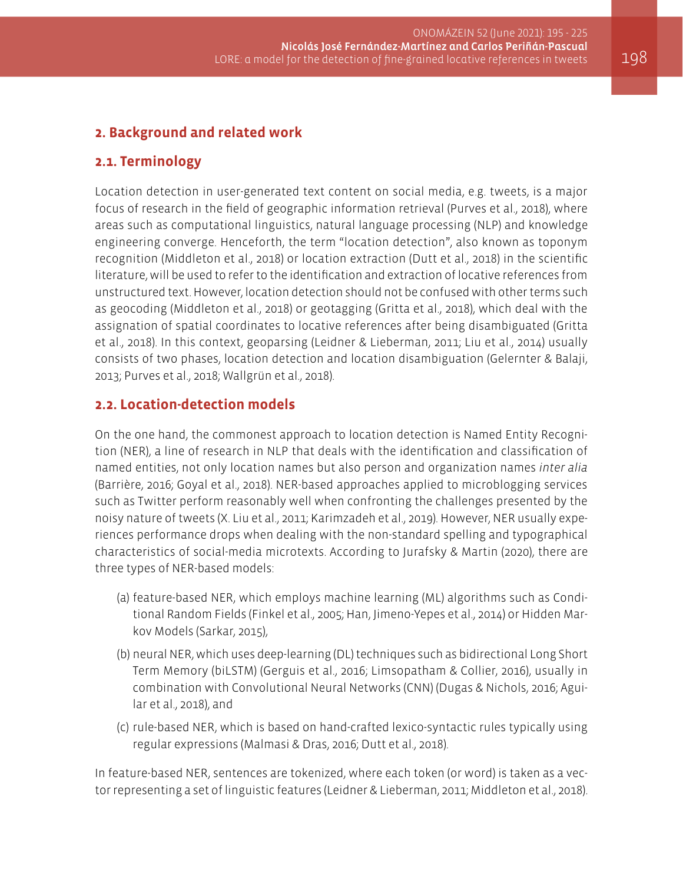## 2. Background and related work

### 2.1. Terminology

Location detection in user-generated text content on social media, e.g. tweets, is a major focus of research in the field of geographic information retrieval (Purves et al., 2018), where areas such as computational linguistics, natural language processing (NLP) and knowledge engineering converge. Henceforth, the term "location detection", also known as toponym recognition (Middleton et al., 2018) or location extraction (Dutt et al., 2018) in the scientific literature, will be used to refer to the identification and extraction of locative references from unstructured text. However, location detection should not be confused with other terms such as geocoding (Middleton et al., 2018) or geotagging (Gritta et al., 2018), which deal with the assignation of spatial coordinates to locative references after being disambiguated (Gritta et al., 2018). In this context, geoparsing (Leidner & Lieberman, 2011; Liu et al., 2014) usually consists of two phases, location detection and location disambiguation (Gelernter & Balaji, 2013; Purves et al., 2018; Wallgrün et al., 2018).

### 2.2. Location-detection models

On the one hand, the commonest approach to location detection is Named Entity Recognition (NER), a line of research in NLP that deals with the identification and classification of named entities, not only location names but also person and organization names *inter alia* (Barrière, 2016; Goyal et al., 2018). NER-based approaches applied to microblogging services such as Twitter perform reasonably well when confronting the challenges presented by the noisy nature of tweets (X. Liu et al., 2011; Karimzadeh et al., 2019). However, NER usually experiences performance drops when dealing with the non-standard spelling and typographical characteristics of social-media microtexts. According to Jurafsky & Martin (2020), there are three types of NER-based models:

(a) feature-based NER, which employs machine learning (ML) algorithms such as Conditional Random Fields (Finkel et al., 2005; Han, Jimeno-Yepes et al., 2014) or Hidden Markov Models (Sarkar, 2015),

(b) neural NER, which uses deep-learning (DL) techniques such as bidirectional Long Short Term Memory (biLSTM) (Gerguis et al., 2016; Limsopatham & Collier, 2016), usually in combination with Convolutional Neural Networks (CNN) (Dugas & Nichols, 2016; Aguilar et al., 2018), and

(c) rule-based NER, which is based on hand-crafted lexico-syntactic rules typically using regular expressions (Malmasi & Dras, 2016; Dutt et al., 2018).

In feature-based NER, sentences are tokenized, where each token (or word) is taken as a vector representing a set of linguistic features (Leidner & Lieberman, 2011; Middleton et al., 2018).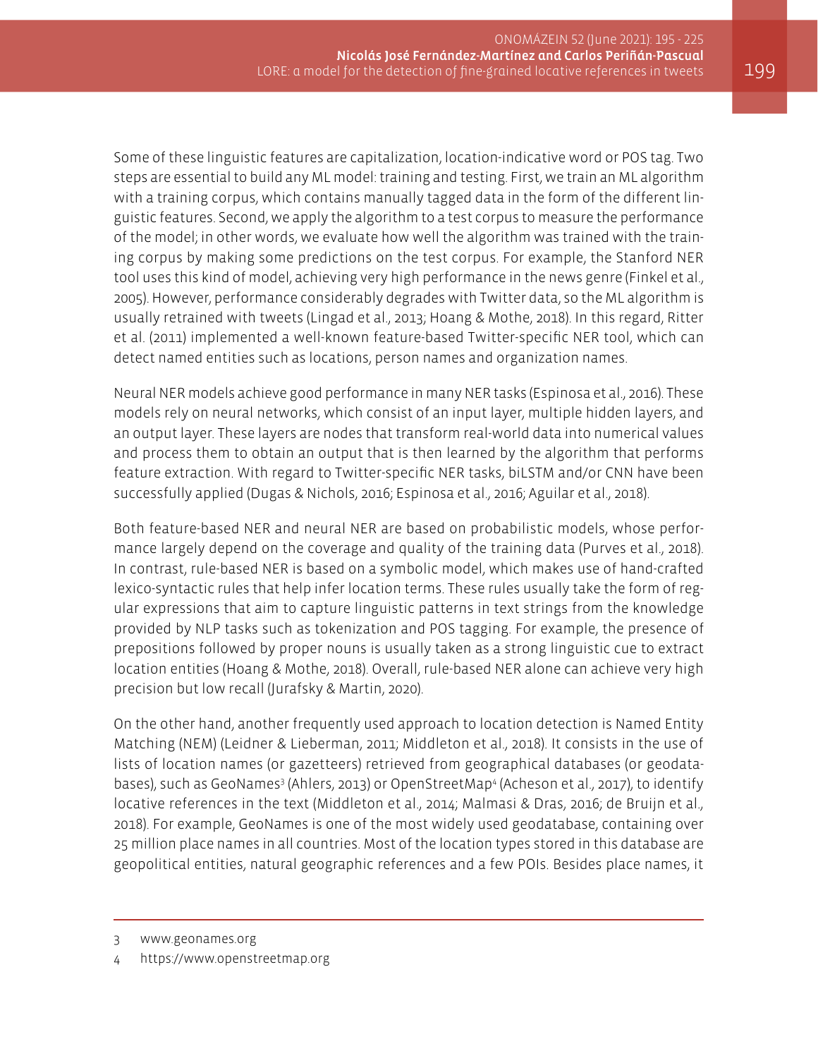Some of these linguistic features are capitalization, location-indicative word or POS tag. Two steps are essential to build any ML model: training and testing. First, we train an ML algorithm with a training corpus, which contains manually tagged data in the form of the different linguistic features. Second, we apply the algorithm to a test corpus to measure the performance of the model; in other words, we evaluate how well the algorithm was trained with the training corpus by making some predictions on the test corpus. For example, the Stanford NER tool uses this kind of model, achieving very high performance in the news genre (Finkel et al., 2005). However, performance considerably degrades with Twitter data, so the ML algorithm is usually retrained with tweets (Lingad et al., 2013; Hoang & Mothe, 2018). In this regard, Ritter et al. (2011) implemented a well-known feature-based Twitter-specific NER tool, which can detect named entities such as locations, person names and organization names.

Neural NER models achieve good performance in many NER tasks (Espinosa et al., 2016). These models rely on neural networks, which consist of an input layer, multiple hidden layers, and an output layer. These layers are nodes that transform real-world data into numerical values and process them to obtain an output that is then learned by the algorithm that performs feature extraction. With regard to Twitter-specific NER tasks, biLSTM and/or CNN have been successfully applied (Dugas & Nichols, 2016; Espinosa et al., 2016; Aguilar et al., 2018).

Both feature-based NER and neural NER are based on probabilistic models, whose performance largely depend on the coverage and quality of the training data (Purves et al., 2018). In contrast, rule-based NER is based on a symbolic model, which makes use of hand-crafted lexico-syntactic rules that help infer location terms. These rules usually take the form of regular expressions that aim to capture linguistic patterns in text strings from the knowledge provided by NLP tasks such as tokenization and POS tagging. For example, the presence of prepositions followed by proper nouns is usually taken as a strong linguistic cue to extract location entities (Hoang & Mothe, 2018). Overall, rule-based NER alone can achieve very high precision but low recall (Jurafsky & Martin, 2020).

On the other hand, another frequently used approach to location detection is Named Entity Matching (NEM) (Leidner & Lieberman, 2011; Middleton et al., 2018). It consists in the use of lists of location names (or gazetteers) retrieved from geographical databases (or geodatabases), such as GeoNames[3] (Ahlers, 2013) or OpenStreetMap[4] (Acheson et al., 2017), to identify locative references in the text (Middleton et al., 2014; Malmasi & Dras, 2016; de Bruijn et al., 2018). For example, GeoNames is one of the most widely used geodatabase, containing over 25 million place names in all countries. Most of the location types stored in this database are geopolitical entities, natural geographic references and a few POIs. Besides place names, it

3 www.geonames.org

4 https://www.openstreetmap.org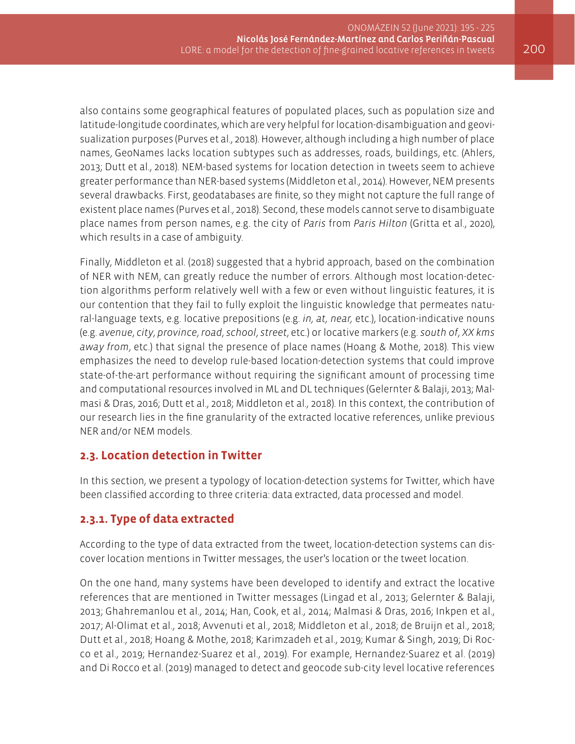also contains some geographical features of populated places, such as population size and latitude-longitude coordinates, which are very helpful for location-disambiguation and geovisualization purposes (Purves et al., 2018). However, although including a high number of place names, GeoNames lacks location subtypes such as addresses, roads, buildings, etc. (Ahlers, 2013; Dutt et al., 2018). NEM-based systems for location detection in tweets seem to achieve greater performance than NER-based systems (Middleton et al., 2014). However, NEM presents several drawbacks. First, geodatabases are finite, so they might not capture the full range of existent place names (Purves et al., 2018). Second, these models cannot serve to disambiguate place names from person names, e.g. the city of *Paris* from *Paris Hilton* (Gritta et al., 2020), which results in a case of ambiguity.

Finally, Middleton et al. (2018) suggested that a hybrid approach, based on the combination of NER with NEM, can greatly reduce the number of errors. Although most location-detection algorithms perform relatively well with a few or even without linguistic features, it is our contention that they fail to fully exploit the linguistic knowledge that permeates natural-language texts, e.g. locative prepositions (e.g. *in, at, near,* etc.), location-indicative nouns (e.g. *avenue*, *city*, *province*, *road*, *school*, *street*, etc.) or locative markers (e.g. *south of*, *XX kms away from*, etc.) that signal the presence of place names (Hoang & Mothe, 2018). This view emphasizes the need to develop rule-based location-detection systems that could improve state-of-the-art performance without requiring the significant amount of processing time and computational resources involved in ML and DL techniques (Gelernter & Balaji, 2013; Malmasi & Dras, 2016; Dutt et al., 2018; Middleton et al., 2018). In this context, the contribution of our research lies in the fine granularity of the extracted locative references, unlike previous NER and/or NEM models.

### 2.3. Location detection in Twitter

In this section, we present a typology of location-detection systems for Twitter, which have been classified according to three criteria: data extracted, data processed and model.

#### 2.3.1. Type of data extracted

According to the type of data extracted from the tweet, location-detection systems can discover location mentions in Twitter messages, the user's location or the tweet location.

On the one hand, many systems have been developed to identify and extract the locative references that are mentioned in Twitter messages (Lingad et al., 2013; Gelernter & Balaji, 2013; Ghahremanlou et al., 2014; Han, Cook, et al., 2014; Malmasi & Dras, 2016; Inkpen et al., 2017; Al-Olimat et al., 2018; Avvenuti et al., 2018; Middleton et al., 2018; de Bruijn et al., 2018; Dutt et al., 2018; Hoang & Mothe, 2018; Karimzadeh et al., 2019; Kumar & Singh, 2019; Di Rocco et al., 2019; Hernandez-Suarez et al., 2019). For example, Hernandez-Suarez et al. (2019) and Di Rocco et al. (2019) managed to detect and geocode sub-city level locative references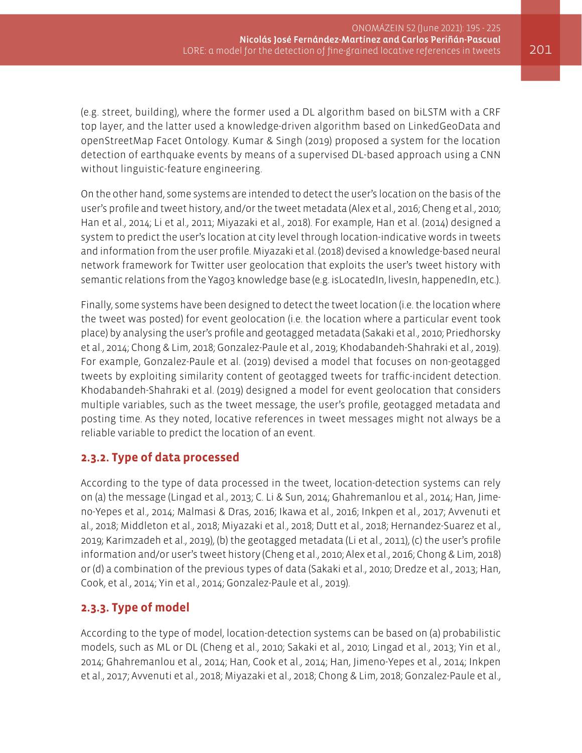(e.g. street, building), where the former used a DL algorithm based on biLSTM with a CRF top layer, and the latter used a knowledge-driven algorithm based on LinkedGeoData and openStreetMap Facet Ontology. Kumar & Singh (2019) proposed a system for the location detection of earthquake events by means of a supervised DL-based approach using a CNN without linguistic-feature engineering.

On the other hand, some systems are intended to detect the user's location on the basis of the user's profile and tweet history, and/or the tweet metadata (Alex et al., 2016; Cheng et al., 2010; Han et al., 2014; Li et al., 2011; Miyazaki et al., 2018). For example, Han et al. (2014) designed a system to predict the user's location at city level through location-indicative words in tweets and information from the user profile. Miyazaki et al. (2018) devised a knowledge-based neural network framework for Twitter user geolocation that exploits the user's tweet history with semantic relations from the Yago3 knowledge base (e.g. isLocatedIn, livesIn, happenedIn, etc.).

Finally, some systems have been designed to detect the tweet location (i.e. the location where the tweet was posted) for event geolocation (i.e. the location where a particular event took place) by analysing the user's profile and geotagged metadata (Sakaki et al., 2010; Priedhorsky et al., 2014; Chong & Lim, 2018; Gonzalez-Paule et al., 2019; Khodabandeh-Shahraki et al., 2019). For example, Gonzalez-Paule et al. (2019) devised a model that focuses on non-geotagged tweets by exploiting similarity content of geotagged tweets for traffic-incident detection. Khodabandeh-Shahraki et al. (2019) designed a model for event geolocation that considers multiple variables, such as the tweet message, the user's profile, geotagged metadata and posting time. As they noted, locative references in tweet messages might not always be a reliable variable to predict the location of an event.

### 2.3.2. Type of data processed

According to the type of data processed in the tweet, location-detection systems can rely on (a) the message (Lingad et al., 2013; C. Li & Sun, 2014; Ghahremanlou et al., 2014; Han, Jimeno-Yepes et al., 2014; Malmasi & Dras, 2016; Ikawa et al., 2016; Inkpen et al., 2017; Avvenuti et al., 2018; Middleton et al., 2018; Miyazaki et al., 2018; Dutt et al., 2018; Hernandez-Suarez et al., 2019; Karimzadeh et al., 2019), (b) the geotagged metadata (Li et al., 2011), (c) the user's profile information and/or user's tweet history (Cheng et al., 2010; Alex et al., 2016; Chong & Lim, 2018) or (d) a combination of the previous types of data (Sakaki et al., 2010; Dredze et al., 2013; Han, Cook, et al., 2014; Yin et al., 2014; Gonzalez-Paule et al., 2019).

### 2.3.3. Type of model

According to the type of model, location-detection systems can be based on (a) probabilistic models, such as ML or DL (Cheng et al., 2010; Sakaki et al., 2010; Lingad et al., 2013; Yin et al., 2014; Ghahremanlou et al., 2014; Han, Cook et al., 2014; Han, Jimeno-Yepes et al., 2014; Inkpen et al., 2017; Avvenuti et al., 2018; Miyazaki et al., 2018; Chong & Lim, 2018; Gonzalez-Paule et al.,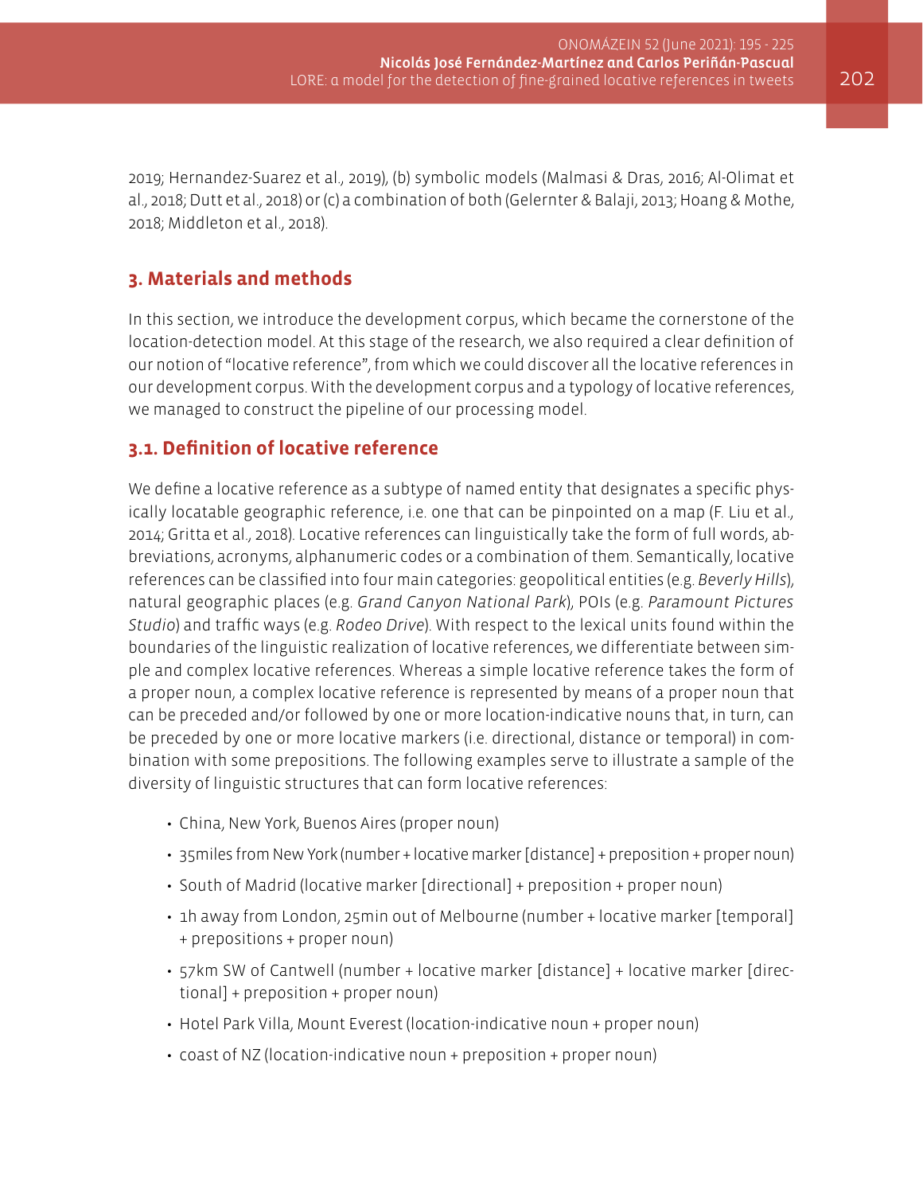2019; Hernandez-Suarez et al., 2019), (b) symbolic models (Malmasi & Dras, 2016; Al-Olimat et al., 2018; Dutt et al., 2018) or (c) a combination of both (Gelernter & Balaji, 2013; Hoang & Mothe, 2018; Middleton et al., 2018).

## 3. Materials and methods

In this section, we introduce the development corpus, which became the cornerstone of the location-detection model. At this stage of the research, we also required a clear definition of our notion of "locative reference", from which we could discover all the locative references in our development corpus. With the development corpus and a typology of locative references, we managed to construct the pipeline of our processing model.

### 3.1. Definition of locative reference

We define a locative reference as a subtype of named entity that designates a specific physically locatable geographic reference, i.e. one that can be pinpointed on a map (F. Liu et al., 2014; Gritta et al., 2018). Locative references can linguistically take the form of full words, abbreviations, acronyms, alphanumeric codes or a combination of them. Semantically, locative references can be classified into four main categories: geopolitical entities (e.g. *Beverly Hills*), natural geographic places (e.g. *Grand Canyon National Park*), POIs (e.g. *Paramount Pictures Studio*) and traffic ways (e.g. *Rodeo Drive*). With respect to the lexical units found within the boundaries of the linguistic realization of locative references, we differentiate between simple and complex locative references. Whereas a simple locative reference takes the form of a proper noun, a complex locative reference is represented by means of a proper noun that can be preceded and/or followed by one or more location-indicative nouns that, in turn, can be preceded by one or more locative markers (i.e. directional, distance or temporal) in combination with some prepositions. The following examples serve to illustrate a sample of the diversity of linguistic structures that can form locative references:

- China, New York, Buenos Aires (proper noun)
- 35miles from New York (number + locative marker [distance] + preposition + proper noun)
- South of Madrid (locative marker [directional] + preposition + proper noun)
- 1h away from London, 25min out of Melbourne (number + locative marker [temporal] + prepositions + proper noun)
- 57km SW of Cantwell (number + locative marker [distance] + locative marker [directional] + preposition + proper noun)
- Hotel Park Villa, Mount Everest (location-indicative noun + proper noun)
- coast of NZ (location-indicative noun + preposition + proper noun)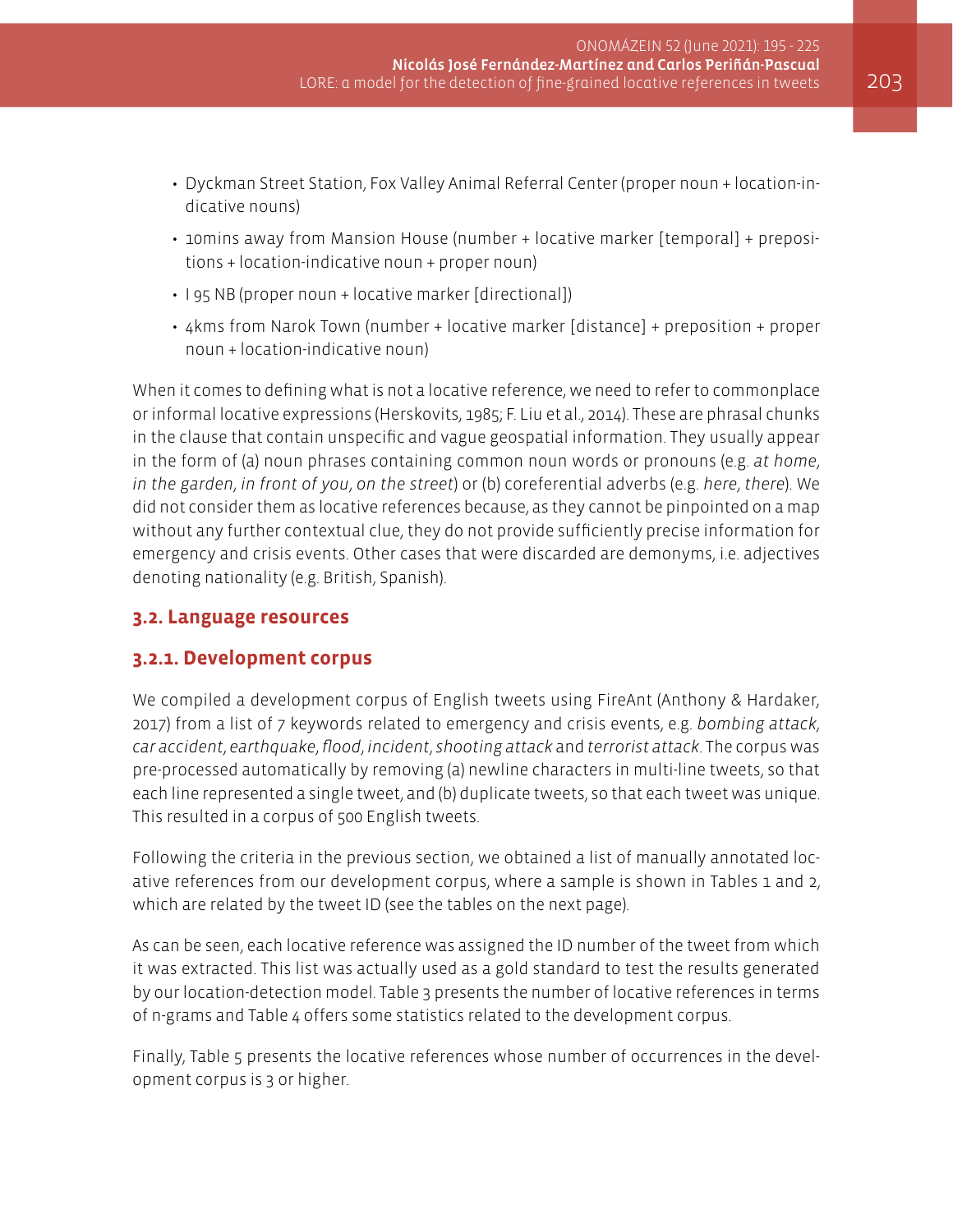- Dyckman Street Station, Fox Valley Animal Referral Center (proper noun + location-indicative nouns)
- 10mins away from Mansion House (number + locative marker [temporal] + prepositions + location-indicative noun + proper noun)
- I 95 NB (proper noun + locative marker [directional])
- 4kms from Narok Town (number + locative marker [distance] + preposition + proper noun + location-indicative noun)

When it comes to defining what is not a locative reference, we need to refer to commonplace or informal locative expressions (Herskovits, 1985; F. Liu et al., 2014). These are phrasal chunks in the clause that contain unspecific and vague geospatial information. They usually appear in the form of (a) noun phrases containing common noun words or pronouns (e.g. *at home*, *in the garden*, *in front of you*, *on the street*) or (b) coreferential adverbs (e.g. *here*, *there*). We did not consider them as locative references because, as they cannot be pinpointed on a map without any further contextual clue, they do not provide sufficiently precise information for emergency and crisis events. Other cases that were discarded are demonyms, i.e. adjectives denoting nationality (e.g. British, Spanish).

## 3.2. Language resources

### 3.2.1. Development corpus

We compiled a development corpus of English tweets using FireAnt (Anthony & Hardaker, 2017) from a list of 7 keywords related to emergency and crisis events, e.g. *bombing attack*, *car accident*, *earthquake*, *flood*, *incident*, *shooting attack* and *terrorist attack*. The corpus was pre-processed automatically by removing (a) newline characters in multi-line tweets, so that each line represented a single tweet, and (b) duplicate tweets, so that each tweet was unique. This resulted in a corpus of 500 English tweets.

Following the criteria in the previous section, we obtained a list of manually annotated locative references from our development corpus, where a sample is shown in Tables 1 and 2, which are related by the tweet ID (see the tables on the next page).

As can be seen, each locative reference was assigned the ID number of the tweet from which it was extracted. This list was actually used as a gold standard to test the results generated by our location-detection model. Table 3 presents the number of locative references in terms of n-grams and Table 4 offers some statistics related to the development corpus.

Finally, Table 5 presents the locative references whose number of occurrences in the development corpus is 3 or higher.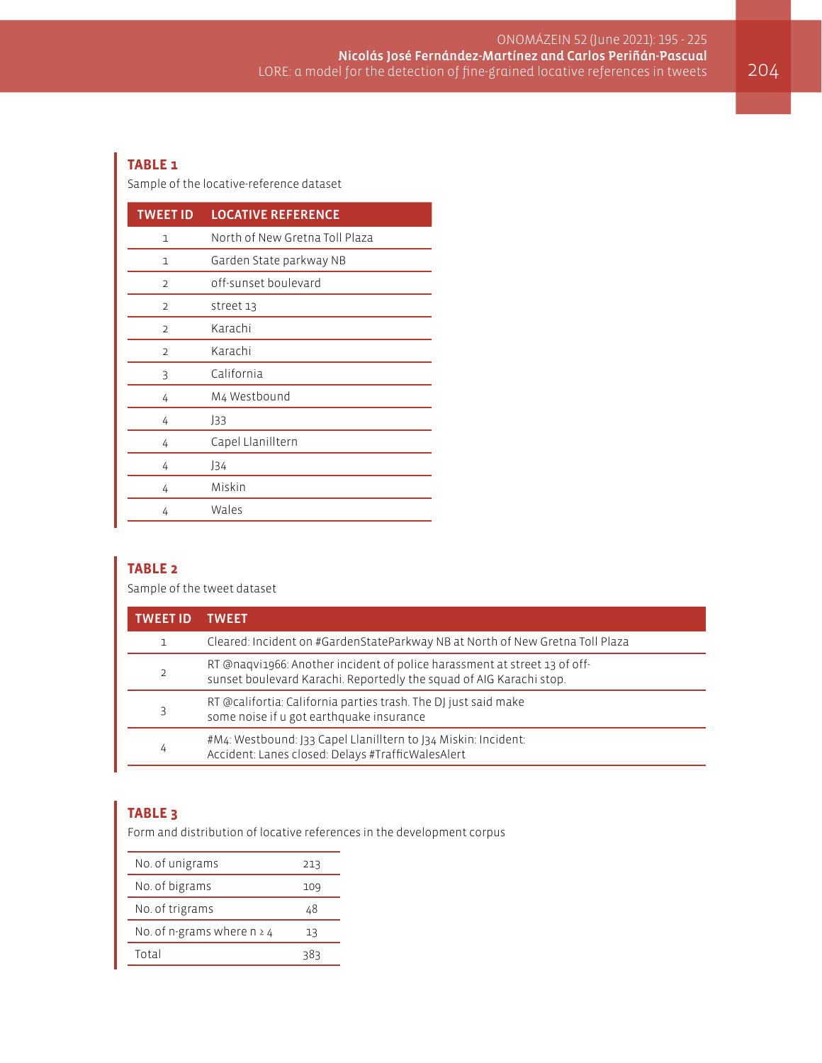**TABLE 1**

Sample of the locative-reference dataset

| TWEET ID | LOCATIVE REFERENCE |
|---|---|
| 1 | North of New Gretna Toll Plaza |
| 1 | Garden State parkway NB |
| 2 | off-sunset boulevard |
| 2 | street 13 |
| 2 | Karachi |
| 2 | Karachi |
| 3 | California |
| 4 | M4 Westbound |
| 4 | J33 |
| 4 | Capel Llanilltern |
| 4 | J34 |
| 4 | Miskin |
| 4 | Wales |

**TABLE 2**

Sample of the tweet dataset

| TWEET ID | TWEET |
|---|---|
| 1 | Cleared: Incident on #GardenStateParkway NB at North of New Gretna Toll Plaza |
| 2 | RT @naqvi1966: Another incident of police harassment at street 13 of off-sunset boulevard Karachi. Reportedly the squad of AIG Karachi stop. |
| 3 | RT @califortia: California parties trash. The DJ just said make some noise if u got earthquake insurance |
| 4 | #M4: Westbound: J33 Capel Llanilltern to J34 Miskin: Incident: Accident: Lanes closed: Delays #TrafficWalesAlert |

**TABLE 3**

Form and distribution of locative references in the development corpus

| | |
|---|---|
| No. of unigrams | 213 |
| No. of bigrams | 109 |
| No. of trigrams | 48 |
| No. of n-grams where n ≥ 4 | 13 |
| Total | 383 |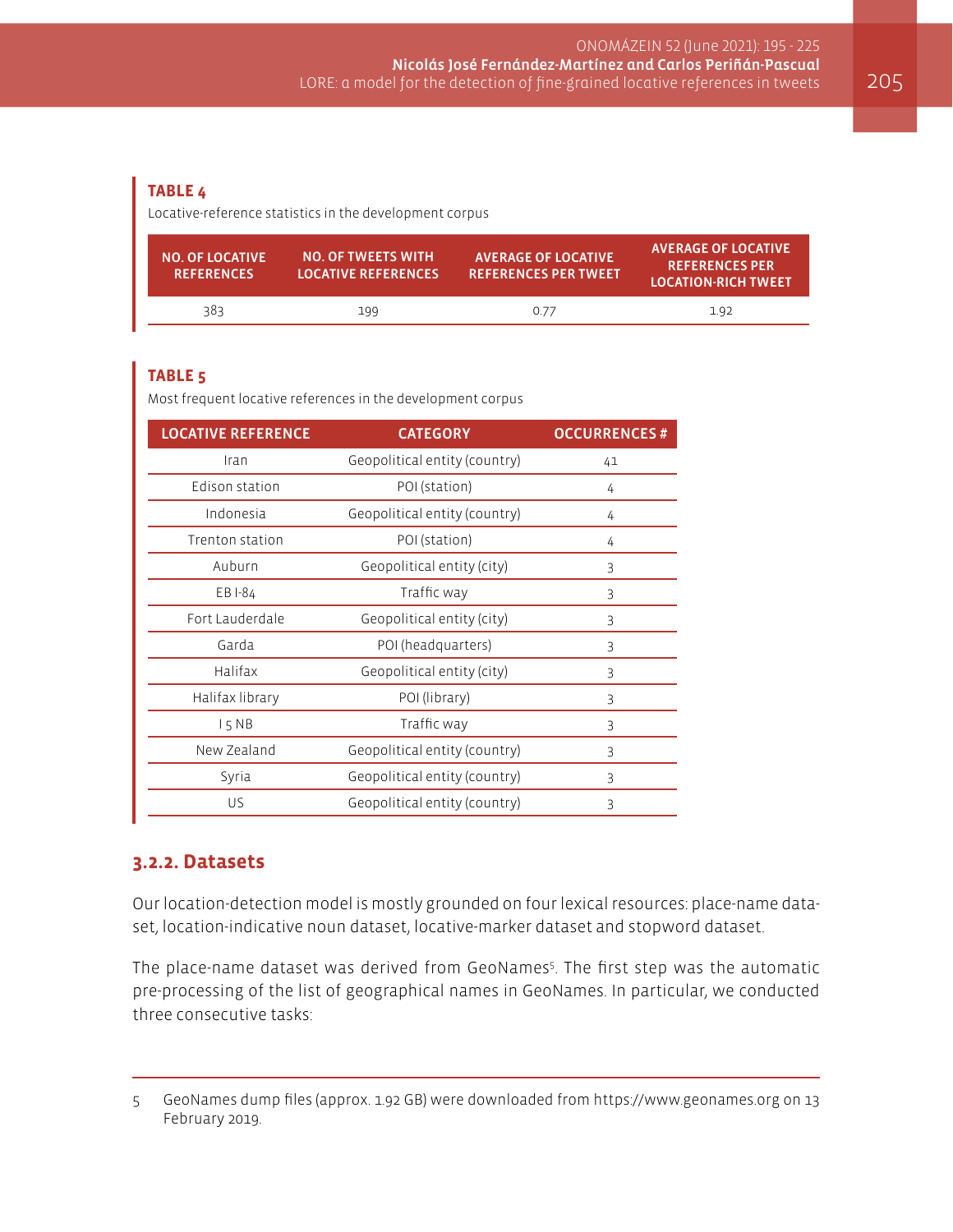**TABLE 4**

Locative-reference statistics in the development corpus

| NO. OF LOCATIVE REFERENCES | NO. OF TWEETS WITH LOCATIVE REFERENCES | AVERAGE OF LOCATIVE REFERENCES PER TWEET | AVERAGE OF LOCATIVE REFERENCES PER LOCATION-RICH TWEET |
|---|---|---|---|
| 383 | 199 | 0.77 | 1.92 |

**TABLE 5**

Most frequent locative references in the development corpus

| LOCATIVE REFERENCE | CATEGORY | OCCURRENCES # |
|---|---|---|
| Iran | Geopolitical entity (country) | 41 |
| Edison station | POI (station) | 4 |
| Indonesia | Geopolitical entity (country) | 4 |
| Trenton station | POI (station) | 4 |
| Auburn | Geopolitical entity (city) | 3 |
| EB I-84 | Traffic way | 3 |
| Fort Lauderdale | Geopolitical entity (city) | 3 |
| Garda | POI (headquarters) | 3 |
| Halifax | Geopolitical entity (city) | 3 |
| Halifax library | POI (library) | 3 |
| I 5 NB | Traffic way | 3 |
| New Zealand | Geopolitical entity (country) | 3 |
| Syria | Geopolitical entity (country) | 3 |
| US | Geopolitical entity (country) | 3 |

### 3.2.2. Datasets

Our location-detection model is mostly grounded on four lexical resources: place-name dataset, location-indicative noun dataset, locative-marker dataset and stopword dataset.

The place-name dataset was derived from GeoNames[5]. The first step was the automatic pre-processing of the list of geographical names in GeoNames. In particular, we conducted three consecutive tasks:

---

5 GeoNames dump files (approx. 1.92 GB) were downloaded from https://www.geonames.org on 13 February 2019.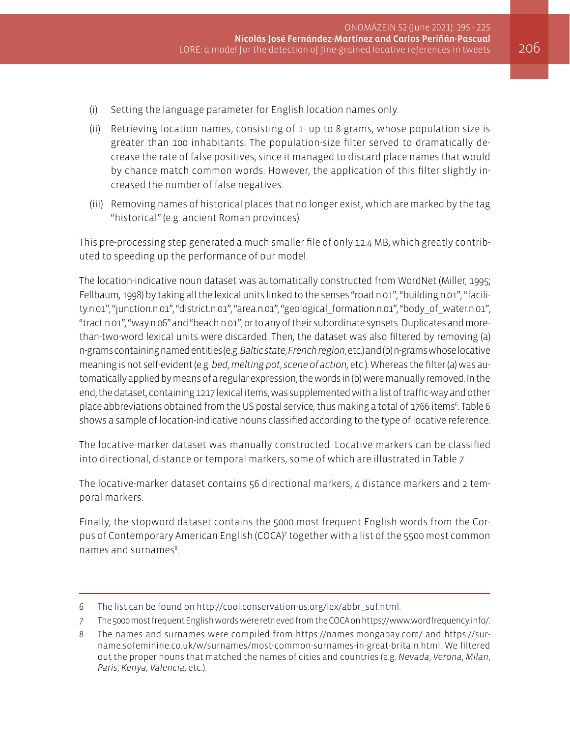(i) Setting the language parameter for English location names only.

(ii) Retrieving location names, consisting of 1- up to 8-grams, whose population size is greater than 100 inhabitants. The population-size filter served to dramatically decrease the rate of false positives, since it managed to discard place names that would by chance match common words. However, the application of this filter slightly increased the number of false negatives.

(iii) Removing names of historical places that no longer exist, which are marked by the tag "historical" (e.g. ancient Roman provinces).

This pre-processing step generated a much smaller file of only 12.4 MB, which greatly contributed to speeding up the performance of our model.

The location-indicative noun dataset was automatically constructed from WordNet (Miller, 1995; Fellbaum, 1998) by taking all the lexical units linked to the senses "road.n.01", "building.n.01", "facility.n.01", "junction.n.01", "district.n.01", "area.n.01", "geological_formation.n.01", "body_of_water.n.01", "tract.n.01", "way.n.06" and "beach.n.01", or to any of their subordinate synsets. Duplicates and more-than-two-word lexical units were discarded. Then, the dataset was also filtered by removing (a) n-grams containing named entities (e.g. *Baltic state*, *French region*, etc.) and (b) n-grams whose locative meaning is not self-evident (e.g. *bed*, *melting pot*, *scene of action*, etc.). Whereas the filter (a) was automatically applied by means of a regular expression, the words in (b) were manually removed. In the end, the dataset, containing 1217 lexical items, was supplemented with a list of traffic-way and other place abbreviations obtained from the US postal service, thus making a total of 1766 items[6]. Table 6 shows a sample of location-indicative nouns classified according to the type of locative reference.

The locative-marker dataset was manually constructed. Locative markers can be classified into directional, distance or temporal markers, some of which are illustrated in Table 7.

The locative-marker dataset contains 56 directional markers, 4 distance markers and 2 temporal markers.

Finally, the stopword dataset contains the 5000 most frequent English words from the Corpus of Contemporary American English (COCA)[7] together with a list of the 5500 most common names and surnames[8].

---

6 The list can be found on http://cool.conservation-us.org/lex/abbr_suf.html.

7 The 5000 most frequent English words were retrieved from the COCA on https://www.wordfrequency.info/.

8 The names and surnames were compiled from https://names.mongabay.com/ and https://surname.sofeminine.co.uk/w/surnames/most-common-surnames-in-great-britain.html. We filtered out the proper nouns that matched the names of cities and countries (e.g. *Nevada*, *Verona*, *Milan*, *Paris*, *Kenya*, *Valencia*, etc.).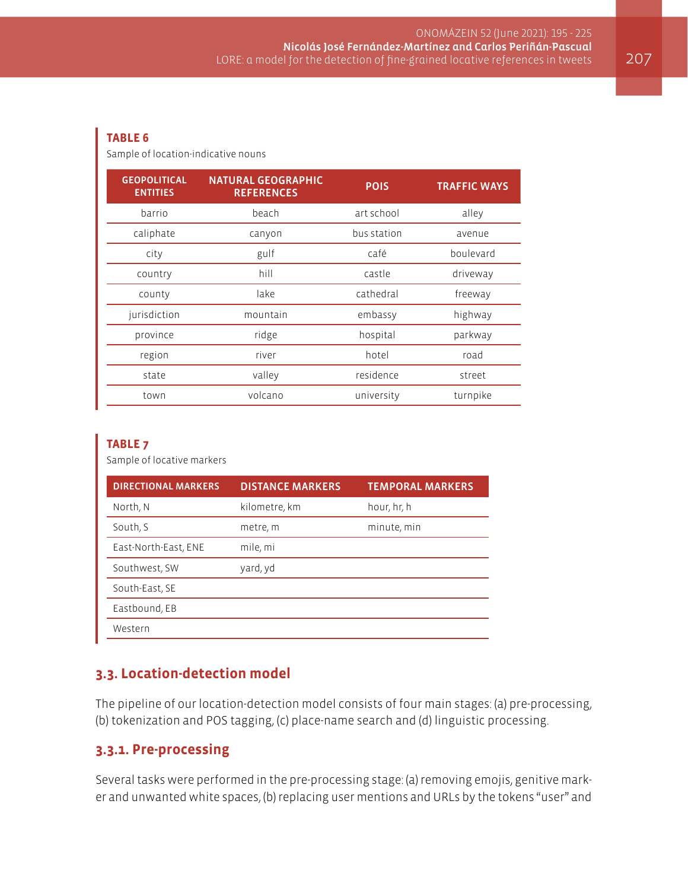**TABLE 6**

Sample of location-indicative nouns

| GEOPOLITICAL ENTITIES | NATURAL GEOGRAPHIC REFERENCES | POIS | TRAFFIC WAYS |
|---|---|---|---|
| barrio | beach | art school | alley |
| caliphate | canyon | bus station | avenue |
| city | gulf | café | boulevard |
| country | hill | castle | driveway |
| county | lake | cathedral | freeway |
| jurisdiction | mountain | embassy | highway |
| province | ridge | hospital | parkway |
| region | river | hotel | road |
| state | valley | residence | street |
| town | volcano | university | turnpike |

**TABLE 7**

Sample of locative markers

| DIRECTIONAL MARKERS | DISTANCE MARKERS | TEMPORAL MARKERS |
|---|---|---|
| North, N | kilometre, km | hour, hr, h |
| South, S | metre, m | minute, min |
| East-North-East, ENE | mile, mi | |
| Southwest, SW | yard, yd | |
| South-East, SE | | |
| Eastbound, EB | | |
| Western | | |

### 3.3. Location-detection model

The pipeline of our location-detection model consists of four main stages: (a) pre-processing, (b) tokenization and POS tagging, (c) place-name search and (d) linguistic processing.

#### 3.3.1. Pre-processing

Several tasks were performed in the pre-processing stage: (a) removing emojis, genitive marker and unwanted white spaces, (b) replacing user mentions and URLs by the tokens "user" and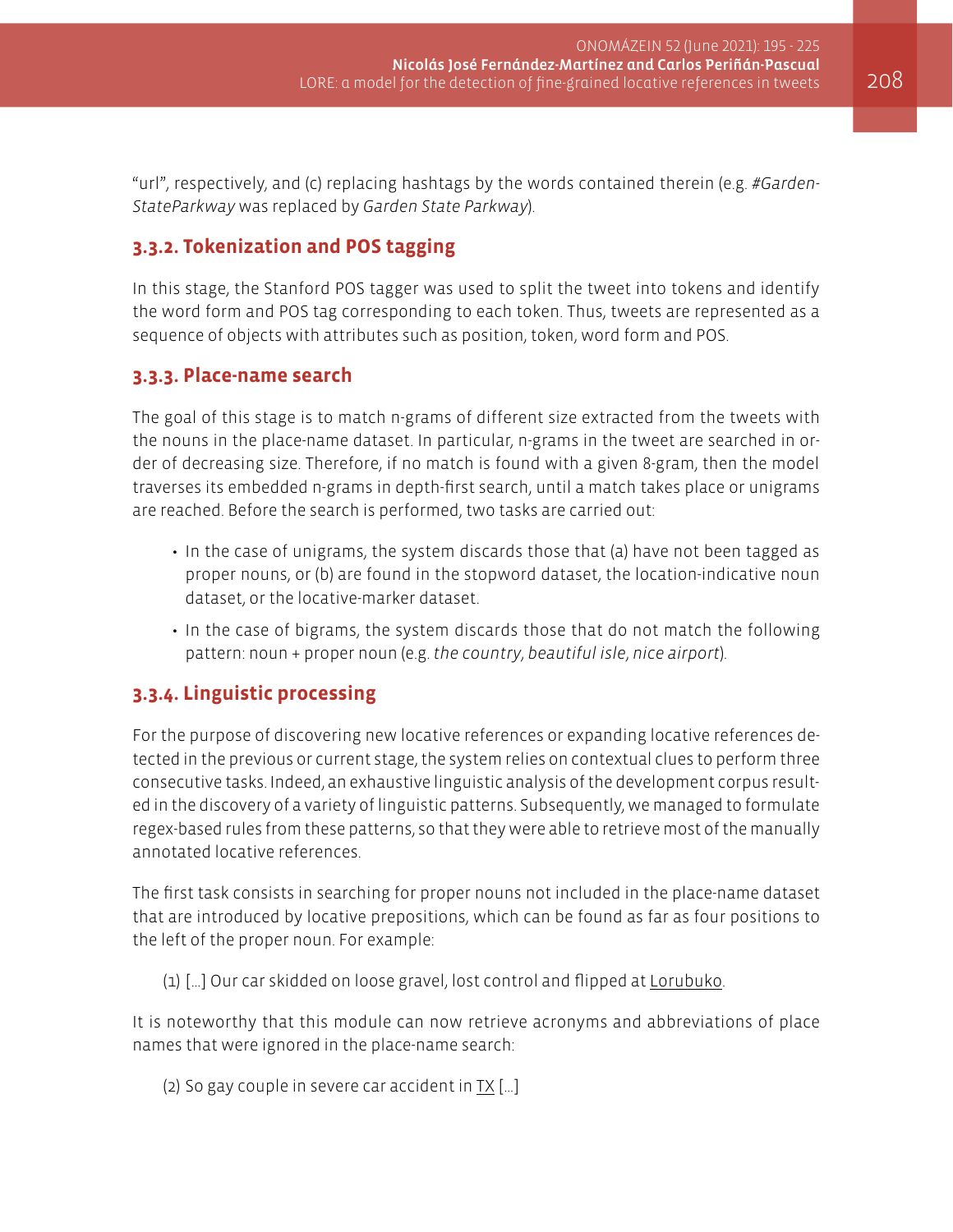"url", respectively, and (c) replacing hashtags by the words contained therein (e.g. *#GardenStateParkway* was replaced by *Garden State Parkway*).

### 3.3.2. Tokenization and POS tagging

In this stage, the Stanford POS tagger was used to split the tweet into tokens and identify the word form and POS tag corresponding to each token. Thus, tweets are represented as a sequence of objects with attributes such as position, token, word form and POS.

### 3.3.3. Place-name search

The goal of this stage is to match n-grams of different size extracted from the tweets with the nouns in the place-name dataset. In particular, n-grams in the tweet are searched in order of decreasing size. Therefore, if no match is found with a given 8-gram, then the model traverses its embedded n-grams in depth-first search, until a match takes place or unigrams are reached. Before the search is performed, two tasks are carried out:

- In the case of unigrams, the system discards those that (a) have not been tagged as proper nouns, or (b) are found in the stopword dataset, the location-indicative noun dataset, or the locative-marker dataset.
- In the case of bigrams, the system discards those that do not match the following pattern: noun + proper noun (e.g. *the country*, *beautiful isle*, *nice airport*).

### 3.3.4. Linguistic processing

For the purpose of discovering new locative references or expanding locative references detected in the previous or current stage, the system relies on contextual clues to perform three consecutive tasks. Indeed, an exhaustive linguistic analysis of the development corpus resulted in the discovery of a variety of linguistic patterns. Subsequently, we managed to formulate regex-based rules from these patterns, so that they were able to retrieve most of the manually annotated locative references.

The first task consists in searching for proper nouns not included in the place-name dataset that are introduced by locative prepositions, which can be found as far as four positions to the left of the proper noun. For example:

(1) […] Our car skidded on loose gravel, lost control and flipped at <u>Lorubuko</u>.

It is noteworthy that this module can now retrieve acronyms and abbreviations of place names that were ignored in the place-name search:

(2) So gay couple in severe car accident in <u>TX</u> […]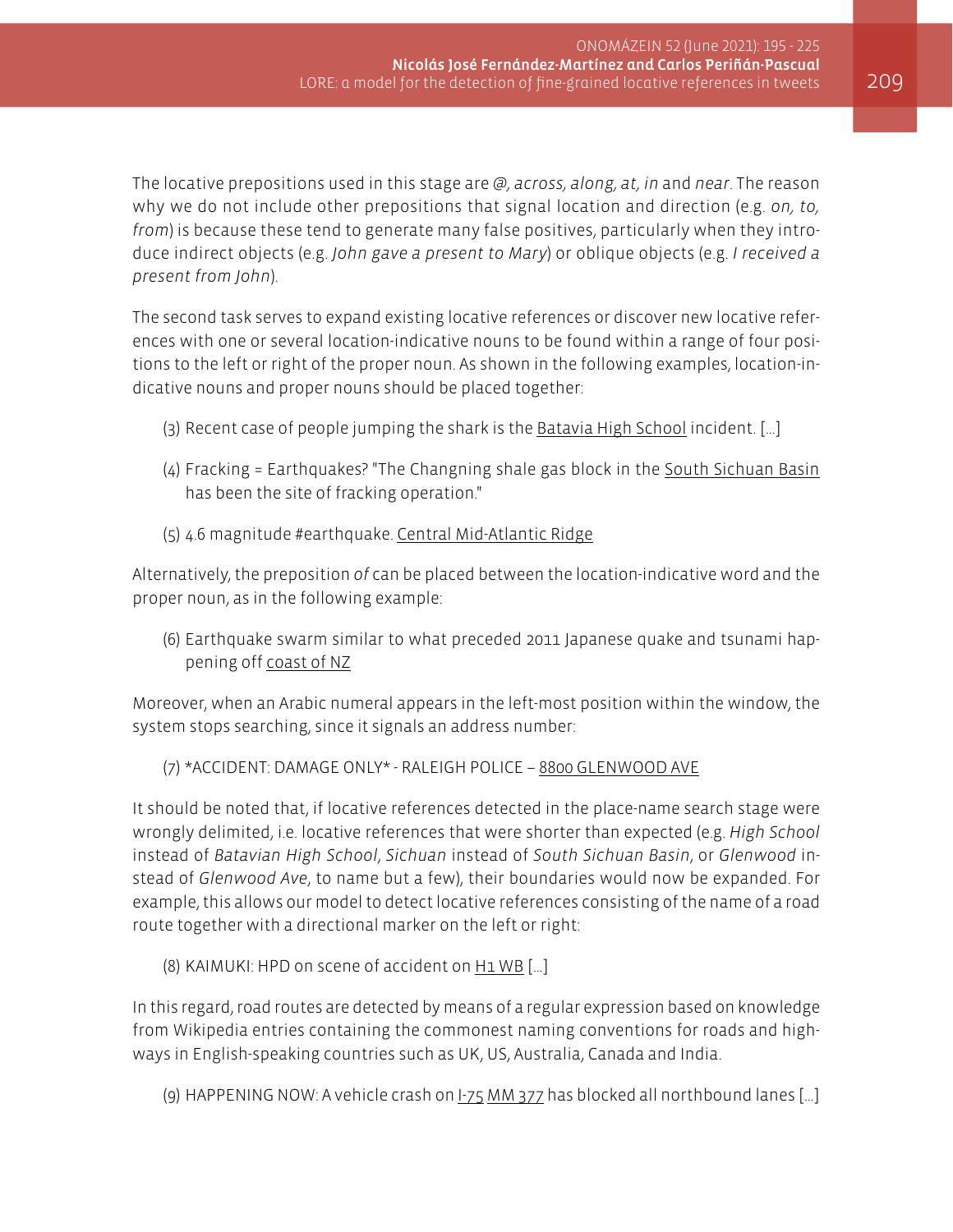The locative prepositions used in this stage are *@, across, along, at, in* and *near*. The reason why we do not include other prepositions that signal location and direction (e.g. *on, to, from*) is because these tend to generate many false positives, particularly when they introduce indirect objects (e.g. *John gave a present to Mary*) or oblique objects (e.g. *I received a present from John*).

The second task serves to expand existing locative references or discover new locative references with one or several location-indicative nouns to be found within a range of four positions to the left or right of the proper noun. As shown in the following examples, location-indicative nouns and proper nouns should be placed together:

(3) Recent case of people jumping the shark is the <u>Batavia High School</u> incident. [...]

(4) Fracking = Earthquakes? "The Changning shale gas block in the <u>South Sichuan Basin</u> has been the site of fracking operation."

(5) 4.6 magnitude #earthquake. <u>Central Mid-Atlantic Ridge</u>

Alternatively, the preposition *of* can be placed between the location-indicative word and the proper noun, as in the following example:

(6) Earthquake swarm similar to what preceded 2011 Japanese quake and tsunami happening off <u>coast of NZ</u>

Moreover, when an Arabic numeral appears in the left-most position within the window, the system stops searching, since it signals an address number:

(7) *ACCIDENT: DAMAGE ONLY* - RALEIGH POLICE – <u>8800 GLENWOOD AVE</u>

It should be noted that, if locative references detected in the place-name search stage were wrongly delimited, i.e. locative references that were shorter than expected (e.g. *High School* instead of *Batavian High School*, *Sichuan* instead of *South Sichuan Basin*, or *Glenwood* instead of *Glenwood Ave*, to name but a few), their boundaries would now be expanded. For example, this allows our model to detect locative references consisting of the name of a road route together with a directional marker on the left or right:

(8) KAIMUKI: HPD on scene of accident on <u>H1 WB</u> [...]

In this regard, road routes are detected by means of a regular expression based on knowledge from Wikipedia entries containing the commonest naming conventions for roads and highways in English-speaking countries such as UK, US, Australia, Canada and India.

(9) HAPPENING NOW: A vehicle crash on <u>I-75</u> <u>MM 377</u> has blocked all northbound lanes [...]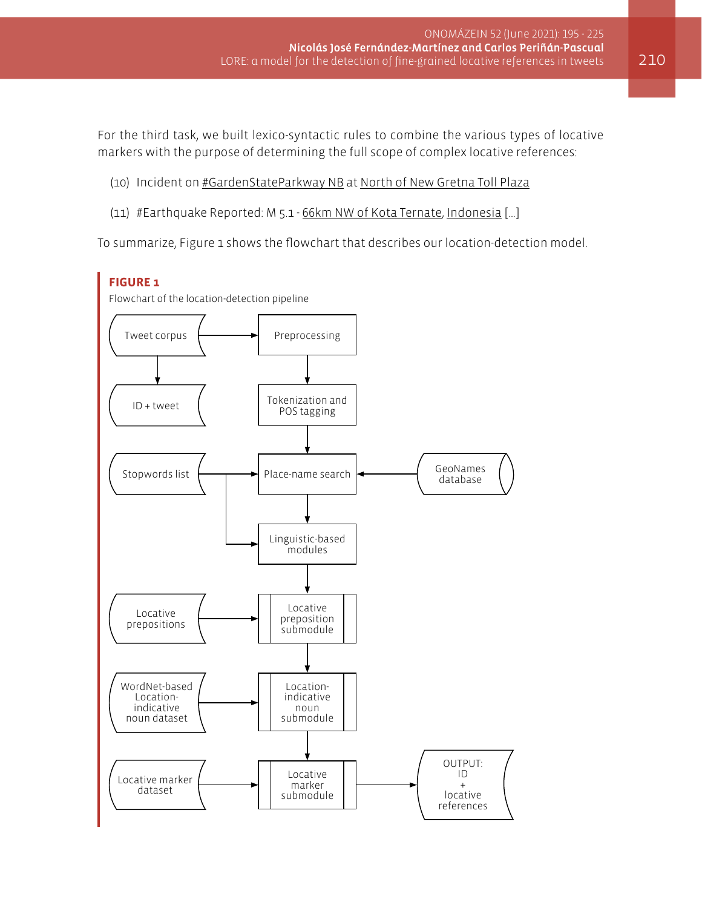For the third task, we built lexico-syntactic rules to combine the various types of locative markers with the purpose of determining the full scope of complex locative references:

(10) Incident on #GardenStateParkway NB at North of New Gretna Toll Plaza

(11) #Earthquake Reported: M 5.1 - 66km NW of Kota Ternate, Indonesia […]

To summarize, Figure 1 shows the flowchart that describes our location-detection model.

**FIGURE 1**

Flowchart of the location-detection pipeline

Tweet corpus → Preprocessing

Tweet corpus → ID + tweet

Preprocessing → Tokenization and POS tagging

Tokenization and POS tagging → Place-name search

Stopwords list → Place-name search

Stopwords list → Linguistic-based modules

GeoNames database → Place-name search

Place-name search → Linguistic-based modules

Linguistic-based modules → Locative preposition submodule

Locative prepositions → Locative preposition submodule

Locative preposition submodule → Location-indicative noun submodule

WordNet-based Location-indicative noun dataset → Location-indicative noun submodule

Location-indicative noun submodule → Locative marker submodule

Locative marker dataset → Locative marker submodule

Locative marker submodule → OUTPUT: ID + locative references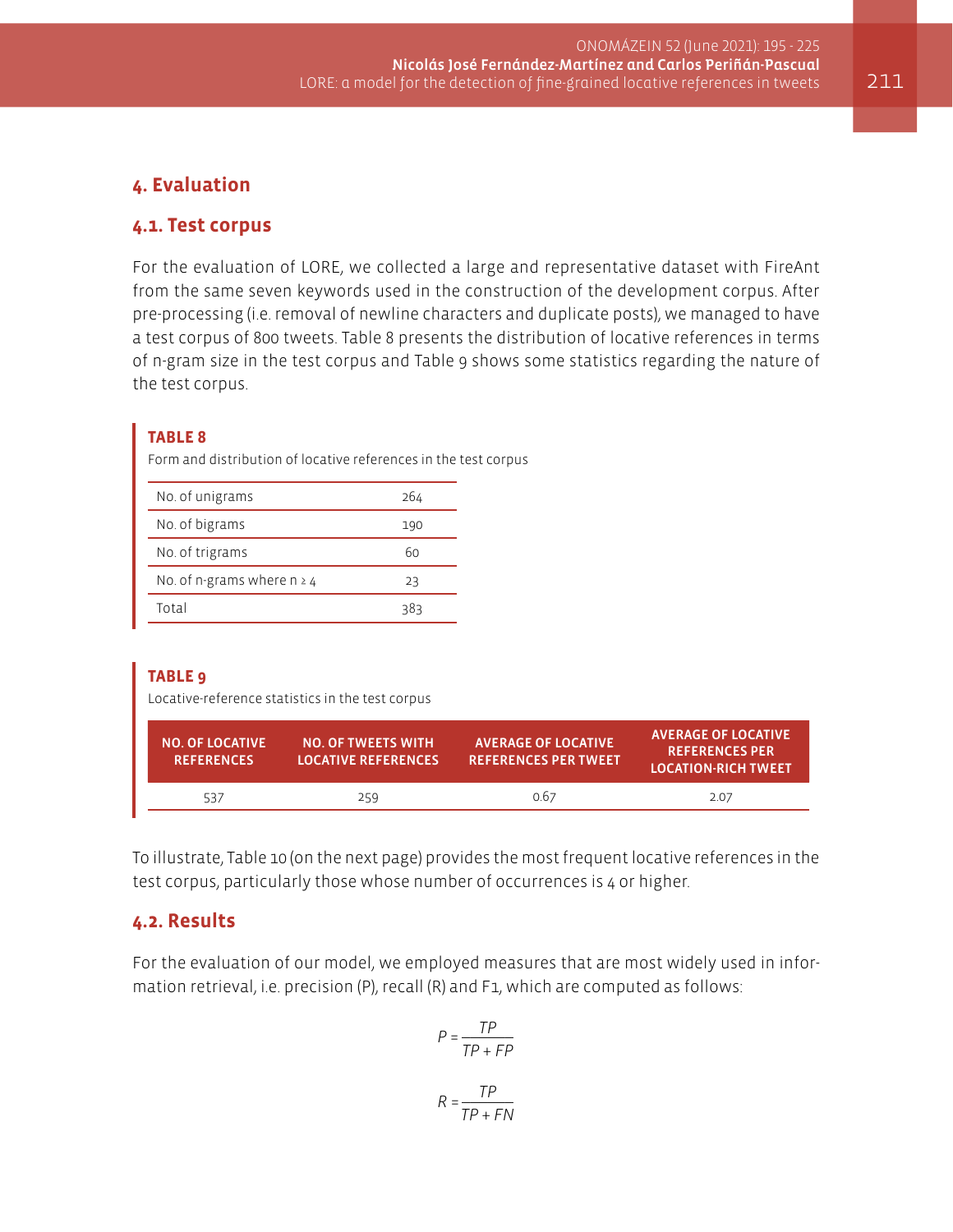## 4. Evaluation

### 4.1. Test corpus

For the evaluation of LORE, we collected a large and representative dataset with FireAnt from the same seven keywords used in the construction of the development corpus. After pre-processing (i.e. removal of newline characters and duplicate posts), we managed to have a test corpus of 800 tweets. Table 8 presents the distribution of locative references in terms of n-gram size in the test corpus and Table 9 shows some statistics regarding the nature of the test corpus.

**TABLE 8**

Form and distribution of locative references in the test corpus

| | |
|---|---|
| No. of unigrams | 264 |
| No. of bigrams | 190 |
| No. of trigrams | 60 |
| No. of n-grams where n ≥ 4 | 23 |
| Total | 383 |

**TABLE 9**

Locative-reference statistics in the test corpus

| NO. OF LOCATIVE REFERENCES | NO. OF TWEETS WITH LOCATIVE REFERENCES | AVERAGE OF LOCATIVE REFERENCES PER TWEET | AVERAGE OF LOCATIVE REFERENCES PER LOCATION-RICH TWEET |
|---|---|---|---|
| 537 | 259 | 0.67 | 2.07 |

To illustrate, Table 10 (on the next page) provides the most frequent locative references in the test corpus, particularly those whose number of occurrences is 4 or higher.

### 4.2. Results

For the evaluation of our model, we employed measures that are most widely used in information retrieval, i.e. precision (P), recall (R) and F1, which are computed as follows:

$$P = \frac{TP}{TP + FP}$$

$$R = \frac{TP}{TP + FN}$$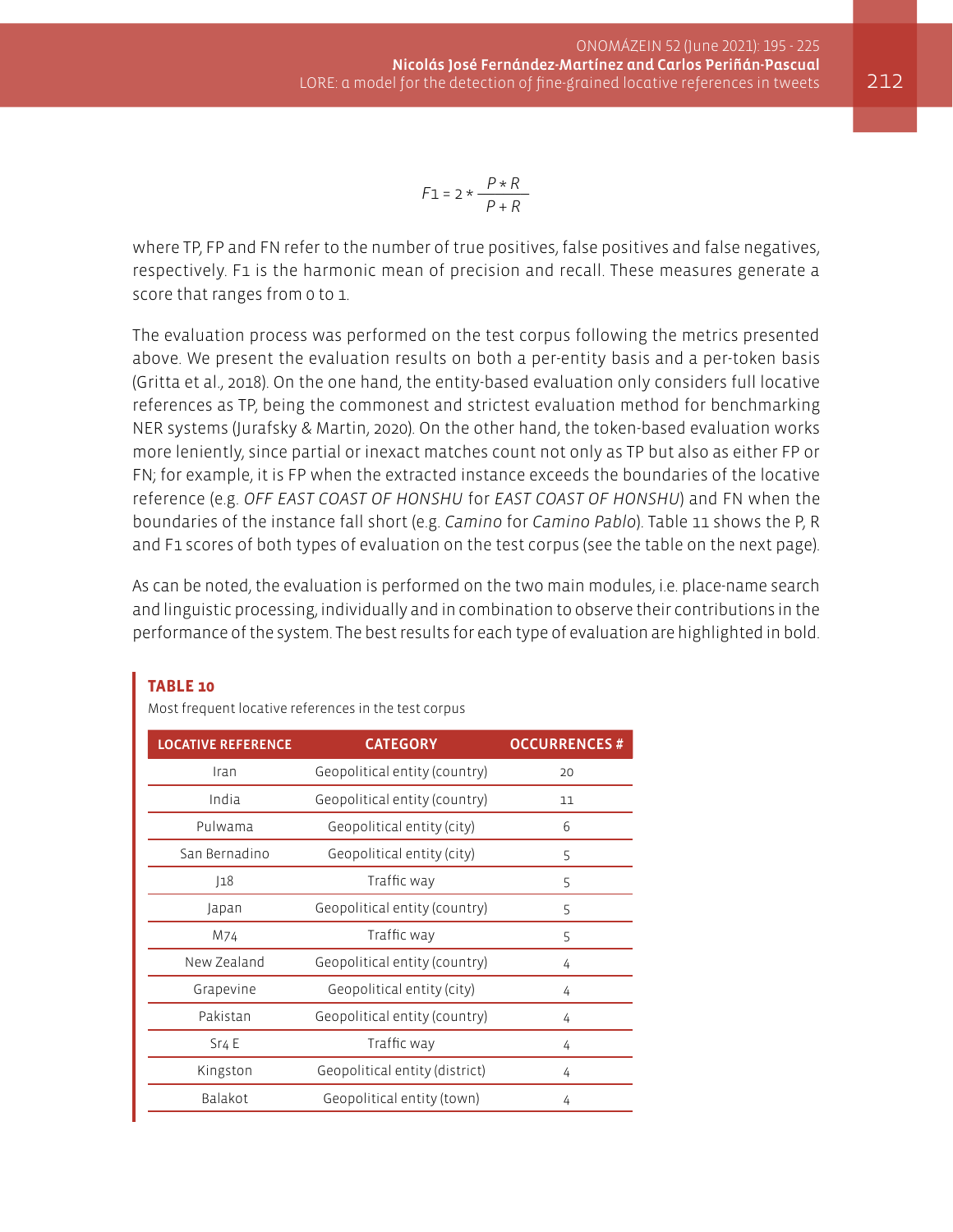$$F1 = 2 * \frac{P * R}{P + R}$$

where TP, FP and FN refer to the number of true positives, false positives and false negatives, respectively. F1 is the harmonic mean of precision and recall. These measures generate a score that ranges from 0 to 1.

The evaluation process was performed on the test corpus following the metrics presented above. We present the evaluation results on both a per-entity basis and a per-token basis (Gritta et al., 2018). On the one hand, the entity-based evaluation only considers full locative references as TP, being the commonest and strictest evaluation method for benchmarking NER systems (Jurafsky & Martin, 2020). On the other hand, the token-based evaluation works more leniently, since partial or inexact matches count not only as TP but also as either FP or FN; for example, it is FP when the extracted instance exceeds the boundaries of the locative reference (e.g. *OFF EAST COAST OF HONSHU* for *EAST COAST OF HONSHU*) and FN when the boundaries of the instance fall short (e.g. *Camino* for *Camino Pablo*). Table 11 shows the P, R and F1 scores of both types of evaluation on the test corpus (see the table on the next page).

As can be noted, the evaluation is performed on the two main modules, i.e. place-name search and linguistic processing, individually and in combination to observe their contributions in the performance of the system. The best results for each type of evaluation are highlighted in bold.

**TABLE 10**

Most frequent locative references in the test corpus

| LOCATIVE REFERENCE | CATEGORY | OCCURRENCES # |
|---|---|---|
| Iran | Geopolitical entity (country) | 20 |
| India | Geopolitical entity (country) | 11 |
| Pulwama | Geopolitical entity (city) | 6 |
| San Bernadino | Geopolitical entity (city) | 5 |
| J18 | Traffic way | 5 |
| Japan | Geopolitical entity (country) | 5 |
| M74 | Traffic way | 5 |
| New Zealand | Geopolitical entity (country) | 4 |
| Grapevine | Geopolitical entity (city) | 4 |
| Pakistan | Geopolitical entity (country) | 4 |
| Sr4 E | Traffic way | 4 |
| Kingston | Geopolitical entity (district) | 4 |
| Balakot | Geopolitical entity (town) | 4 |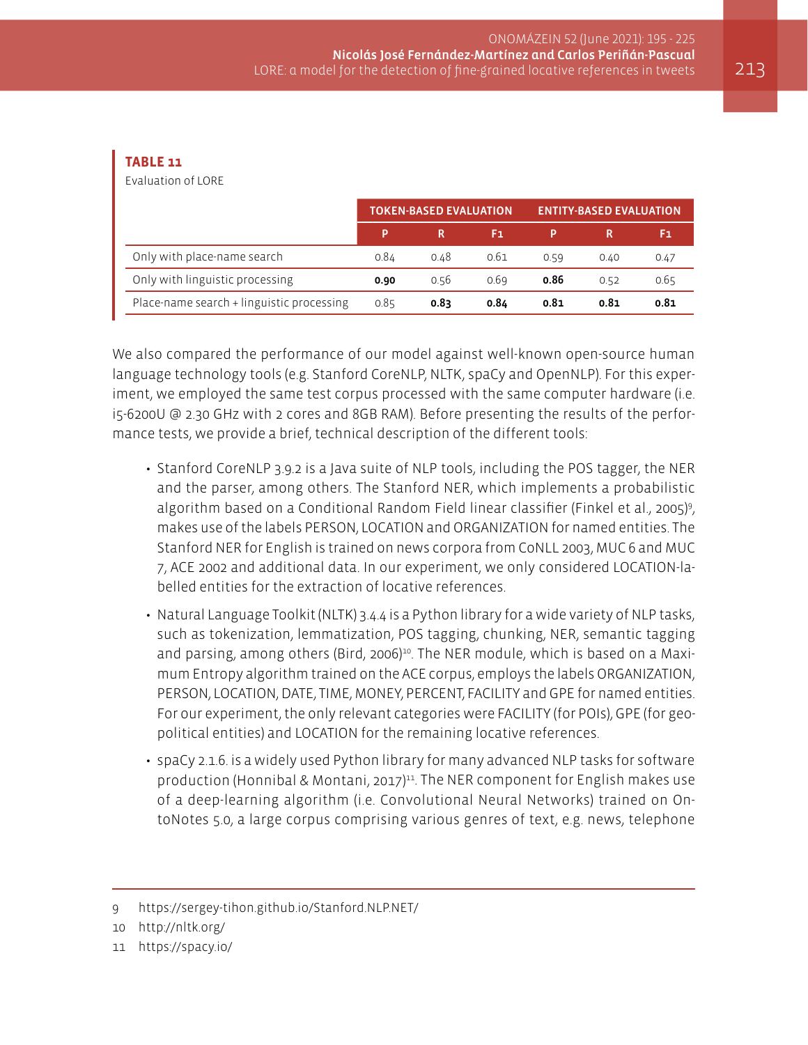**TABLE 11**

Evaluation of LORE

| | TOKEN-BASED EVALUATION | | | ENTITY-BASED EVALUATION | | |
|---|---|---|---|---|---|---|
| | P | R | F1 | P | R | F1 |
| Only with place-name search | 0.84 | 0.48 | 0.61 | 0.59 | 0.40 | 0.47 |
| Only with linguistic processing | **0.90** | 0.56 | 0.69 | **0.86** | 0.52 | 0.65 |
| Place-name search + linguistic processing | 0.85 | **0.83** | **0.84** | **0.81** | **0.81** | **0.81** |

We also compared the performance of our model against well-known open-source human language technology tools (e.g. Stanford CoreNLP, NLTK, spaCy and OpenNLP). For this experiment, we employed the same test corpus processed with the same computer hardware (i.e. i5-6200U @ 2.30 GHz with 2 cores and 8GB RAM). Before presenting the results of the performance tests, we provide a brief, technical description of the different tools:

- Stanford CoreNLP 3.9.2 is a Java suite of NLP tools, including the POS tagger, the NER and the parser, among others. The Stanford NER, which implements a probabilistic algorithm based on a Conditional Random Field linear classifier (Finkel et al., 2005)[9], makes use of the labels PERSON, LOCATION and ORGANIZATION for named entities. The Stanford NER for English is trained on news corpora from CoNLL 2003, MUC 6 and MUC 7, ACE 2002 and additional data. In our experiment, we only considered LOCATION-labelled entities for the extraction of locative references.
- Natural Language Toolkit (NLTK) 3.4.4 is a Python library for a wide variety of NLP tasks, such as tokenization, lemmatization, POS tagging, chunking, NER, semantic tagging and parsing, among others (Bird, 2006)[10]. The NER module, which is based on a Maximum Entropy algorithm trained on the ACE corpus, employs the labels ORGANIZATION, PERSON, LOCATION, DATE, TIME, MONEY, PERCENT, FACILITY and GPE for named entities. For our experiment, the only relevant categories were FACILITY (for POIs), GPE (for geopolitical entities) and LOCATION for the remaining locative references.
- spaCy 2.1.6. is a widely used Python library for many advanced NLP tasks for software production (Honnibal & Montani, 2017)[11]. The NER component for English makes use of a deep-learning algorithm (i.e. Convolutional Neural Networks) trained on OntoNotes 5.0, a large corpus comprising various genres of text, e.g. news, telephone

9 https://sergey-tihon.github.io/Stanford.NLP.NET/

10 http://nltk.org/

11 https://spacy.io/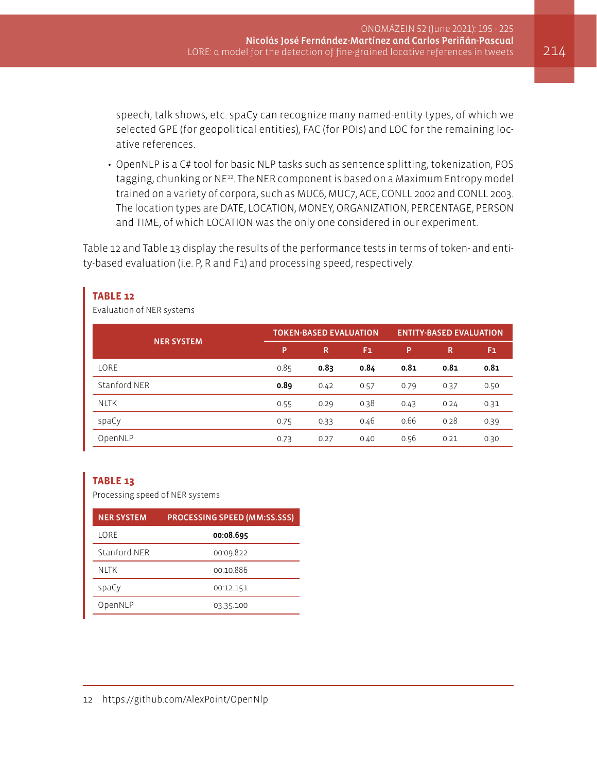speech, talk shows, etc. spaCy can recognize many named-entity types, of which we selected GPE (for geopolitical entities), FAC (for POIs) and LOC for the remaining locative references.

- OpenNLP is a C# tool for basic NLP tasks such as sentence splitting, tokenization, POS tagging, chunking or NE[12]. The NER component is based on a Maximum Entropy model trained on a variety of corpora, such as MUC6, MUC7, ACE, CONLL 2002 and CONLL 2003. The location types are DATE, LOCATION, MONEY, ORGANIZATION, PERCENTAGE, PERSON and TIME, of which LOCATION was the only one considered in our experiment.

Table 12 and Table 13 display the results of the performance tests in terms of token- and entity-based evaluation (i.e. P, R and F1) and processing speed, respectively.

**TABLE 12**

Evaluation of NER systems

| NER SYSTEM | TOKEN-BASED EVALUATION | | | ENTITY-BASED EVALUATION | | |
|---|---|---|---|---|---|---|
| | P | R | F1 | P | R | F1 |
| LORE | 0.85 | **0.83** | **0.84** | **0.81** | **0.81** | **0.81** |
| Stanford NER | **0.89** | 0.42 | 0.57 | 0.79 | 0.37 | 0.50 |
| NLTK | 0.55 | 0.29 | 0.38 | 0.43 | 0.24 | 0.31 |
| spaCy | 0.75 | 0.33 | 0.46 | 0.66 | 0.28 | 0.39 |
| OpenNLP | 0.73 | 0.27 | 0.40 | 0.56 | 0.21 | 0.30 |

**TABLE 13**

Processing speed of NER systems

| NER SYSTEM | PROCESSING SPEED (MM:SS.SSS) |
|---|---|
| LORE | **00:08.695** |
| Stanford NER | 00:09.822 |
| NLTK | 00:10.886 |
| spaCy | 00:12.151 |
| OpenNLP | 03:35.100 |

12 https://github.com/AlexPoint/OpenNlp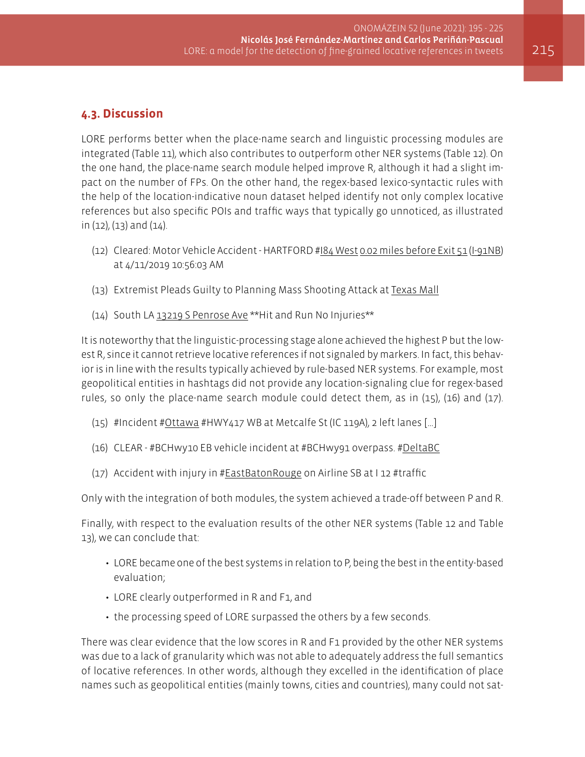### 4.3. Discussion

LORE performs better when the place-name search and linguistic processing modules are integrated (Table 11), which also contributes to outperform other NER systems (Table 12). On the one hand, the place-name search module helped improve R, although it had a slight impact on the number of FPs. On the other hand, the regex-based lexico-syntactic rules with the help of the location-indicative noun dataset helped identify not only complex locative references but also specific POIs and traffic ways that typically go unnoticed, as illustrated in (12), (13) and (14).

(12) Cleared: Motor Vehicle Accident - HARTFORD #<u>I84 West</u> <u>0.02 miles before Exit 51</u> (<u>I-91NB</u>) at 4/11/2019 10:56:03 AM

(13) Extremist Pleads Guilty to Planning Mass Shooting Attack at <u>Texas Mall</u>

(14) South LA <u>13219 S Penrose Ave</u> **Hit and Run No Injuries**

It is noteworthy that the linguistic-processing stage alone achieved the highest P but the lowest R, since it cannot retrieve locative references if not signaled by markers. In fact, this behavior is in line with the results typically achieved by rule-based NER systems. For example, most geopolitical entities in hashtags did not provide any location-signaling clue for regex-based rules, so only the place-name search module could detect them, as in (15), (16) and (17).

(15) #Incident #<u>Ottawa</u> #HWY417 WB at Metcalfe St (IC 119A), 2 left lanes [...]

(16) CLEAR - #BCHwy10 EB vehicle incident at #BCHwy91 overpass. #<u>DeltaBC</u>

(17) Accident with injury in #<u>EastBatonRouge</u> on Airline SB at I 12 #traffic

Only with the integration of both modules, the system achieved a trade-off between P and R.

Finally, with respect to the evaluation results of the other NER systems (Table 12 and Table 13), we can conclude that:

- LORE became one of the best systems in relation to P, being the best in the entity-based evaluation;
- LORE clearly outperformed in R and F1, and
- the processing speed of LORE surpassed the others by a few seconds.

There was clear evidence that the low scores in R and F1 provided by the other NER systems was due to a lack of granularity which was not able to adequately address the full semantics of locative references. In other words, although they excelled in the identification of place names such as geopolitical entities (mainly towns, cities and countries), many could not sat-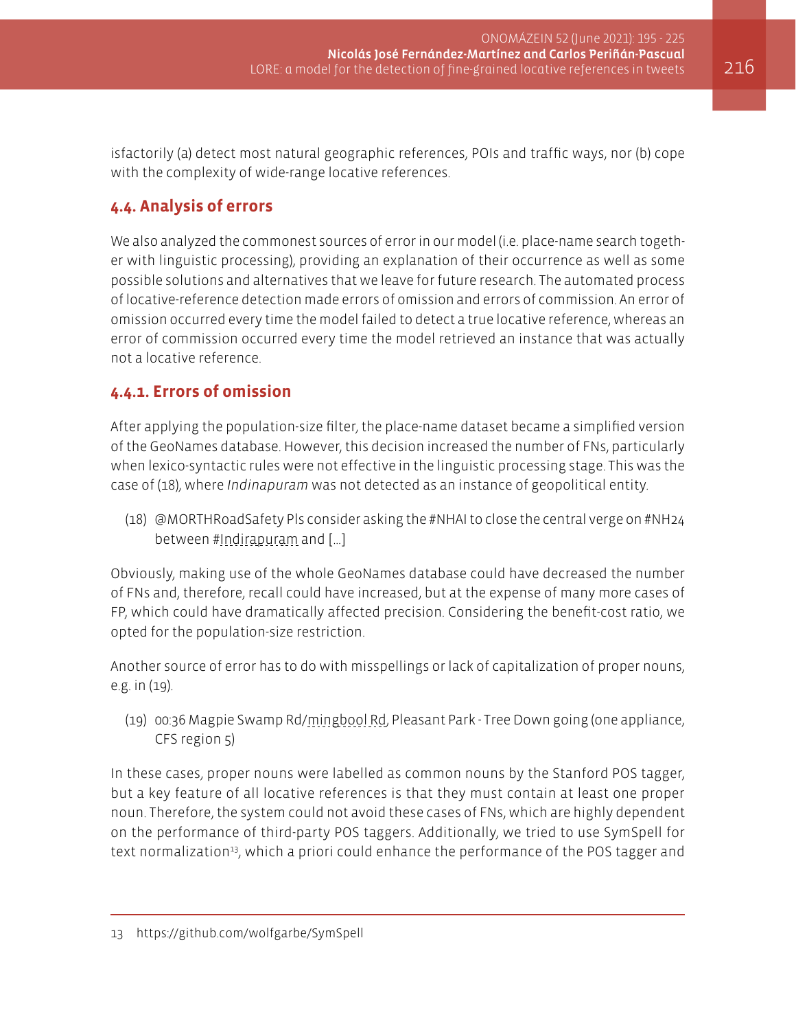isfactorily (a) detect most natural geographic references, POIs and traffic ways, nor (b) cope with the complexity of wide-range locative references.

### 4.4. Analysis of errors

We also analyzed the commonest sources of error in our model (i.e. place-name search together with linguistic processing), providing an explanation of their occurrence as well as some possible solutions and alternatives that we leave for future research. The automated process of locative-reference detection made errors of omission and errors of commission. An error of omission occurred every time the model failed to detect a true locative reference, whereas an error of commission occurred every time the model retrieved an instance that was actually not a locative reference.

#### 4.4.1. Errors of omission

After applying the population-size filter, the place-name dataset became a simplified version of the GeoNames database. However, this decision increased the number of FNs, particularly when lexico-syntactic rules were not effective in the linguistic processing stage. This was the case of (18), where *Indinapuram* was not detected as an instance of geopolitical entity.

(18) @MORTHRoadSafety Pls consider asking the #NHAI to close the central verge on #NH24 between #Indirapuram and […]

Obviously, making use of the whole GeoNames database could have decreased the number of FNs and, therefore, recall could have increased, but at the expense of many more cases of FP, which could have dramatically affected precision. Considering the benefit-cost ratio, we opted for the population-size restriction.

Another source of error has to do with misspellings or lack of capitalization of proper nouns, e.g. in (19).

(19) 00:36 Magpie Swamp Rd/mingbool Rd, Pleasant Park - Tree Down going (one appliance, CFS region 5)

In these cases, proper nouns were labelled as common nouns by the Stanford POS tagger, but a key feature of all locative references is that they must contain at least one proper noun. Therefore, the system could not avoid these cases of FNs, which are highly dependent on the performance of third-party POS taggers. Additionally, we tried to use SymSpell for text normalization[13], which a priori could enhance the performance of the POS tagger and

13 https://github.com/wolfgarbe/SymSpell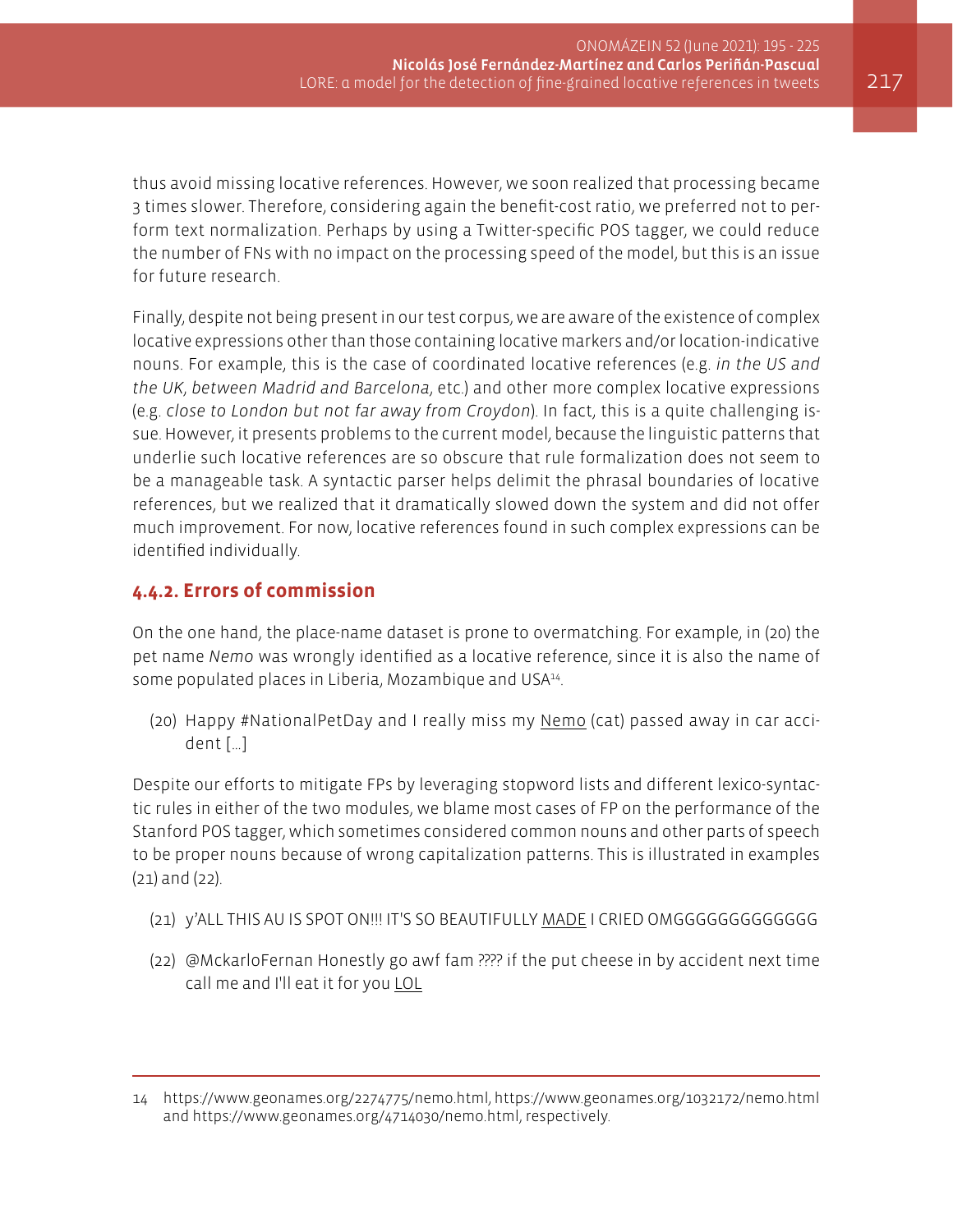thus avoid missing locative references. However, we soon realized that processing became 3 times slower. Therefore, considering again the benefit-cost ratio, we preferred not to perform text normalization. Perhaps by using a Twitter-specific POS tagger, we could reduce the number of FNs with no impact on the processing speed of the model, but this is an issue for future research.

Finally, despite not being present in our test corpus, we are aware of the existence of complex locative expressions other than those containing locative markers and/or location-indicative nouns. For example, this is the case of coordinated locative references (e.g. *in the US and the UK*, *between Madrid and Barcelona*, etc.) and other more complex locative expressions (e.g. *close to London but not far away from Croydon*). In fact, this is a quite challenging issue. However, it presents problems to the current model, because the linguistic patterns that underlie such locative references are so obscure that rule formalization does not seem to be a manageable task. A syntactic parser helps delimit the phrasal boundaries of locative references, but we realized that it dramatically slowed down the system and did not offer much improvement. For now, locative references found in such complex expressions can be identified individually.

### 4.4.2. Errors of commission

On the one hand, the place-name dataset is prone to overmatching. For example, in (20) the pet name *Nemo* was wrongly identified as a locative reference, since it is also the name of some populated places in Liberia, Mozambique and USA[14].

(20) Happy #NationalPetDay and I really miss my <u>Nemo</u> (cat) passed away in car accident [...]

Despite our efforts to mitigate FPs by leveraging stopword lists and different lexico-syntactic rules in either of the two modules, we blame most cases of FP on the performance of the Stanford POS tagger, which sometimes considered common nouns and other parts of speech to be proper nouns because of wrong capitalization patterns. This is illustrated in examples (21) and (22).

(21) y'ALL THIS AU IS SPOT ON!!! IT'S SO BEAUTIFULLY <u>MADE</u> I CRIED OMGGGGGGGGGGGG

(22) @MckarloFernan Honestly go awf fam ???? if the put cheese in by accident next time call me and I'll eat it for you <u>LOL</u>

---

14 https://www.geonames.org/2274775/nemo.html, https://www.geonames.org/1032172/nemo.html and https://www.geonames.org/4714030/nemo.html, respectively.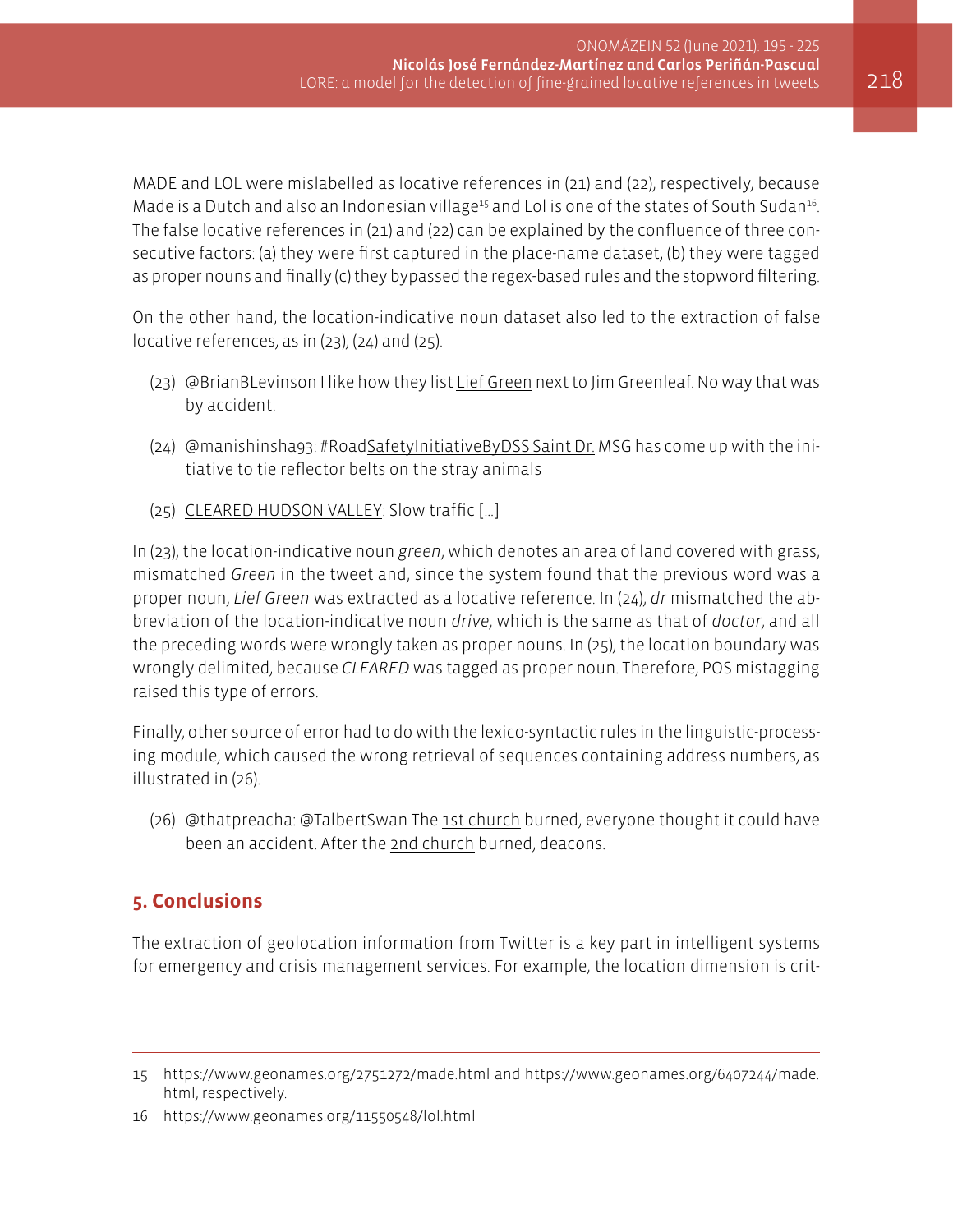MADE and LOL were mislabelled as locative references in (21) and (22), respectively, because Made is a Dutch and also an Indonesian village[15] and Lol is one of the states of South Sudan[16]. The false locative references in (21) and (22) can be explained by the confluence of three consecutive factors: (a) they were first captured in the place-name dataset, (b) they were tagged as proper nouns and finally (c) they bypassed the regex-based rules and the stopword filtering.

On the other hand, the location-indicative noun dataset also led to the extraction of false locative references, as in (23), (24) and (25).

(23) @BrianBLevinson I like how they list <u>Lief Green</u> next to Jim Greenleaf. No way that was by accident.

(24) @manishinsha93: #Road<u>SafetyInitiativeByDSS Saint Dr.</u> MSG has come up with the initiative to tie reflector belts on the stray animals

(25) <u>CLEARED HUDSON VALLEY</u>: Slow traffic [...]

In (23), the location-indicative noun *green*, which denotes an area of land covered with grass, mismatched *Green* in the tweet and, since the system found that the previous word was a proper noun, *Lief Green* was extracted as a locative reference. In (24), *dr* mismatched the abbreviation of the location-indicative noun *drive*, which is the same as that of *doctor*, and all the preceding words were wrongly taken as proper nouns. In (25), the location boundary was wrongly delimited, because *CLEARED* was tagged as proper noun. Therefore, POS mistagging raised this type of errors.

Finally, other source of error had to do with the lexico-syntactic rules in the linguistic-processing module, which caused the wrong retrieval of sequences containing address numbers, as illustrated in (26).

(26) @thatpreacha: @TalbertSwan The <u>1st church</u> burned, everyone thought it could have been an accident. After the <u>2nd church</u> burned, deacons.

## 5. Conclusions

The extraction of geolocation information from Twitter is a key part in intelligent systems for emergency and crisis management services. For example, the location dimension is crit-

---

15 https://www.geonames.org/2751272/made.html and https://www.geonames.org/6407244/made.html, respectively.

16 https://www.geonames.org/11550548/lol.html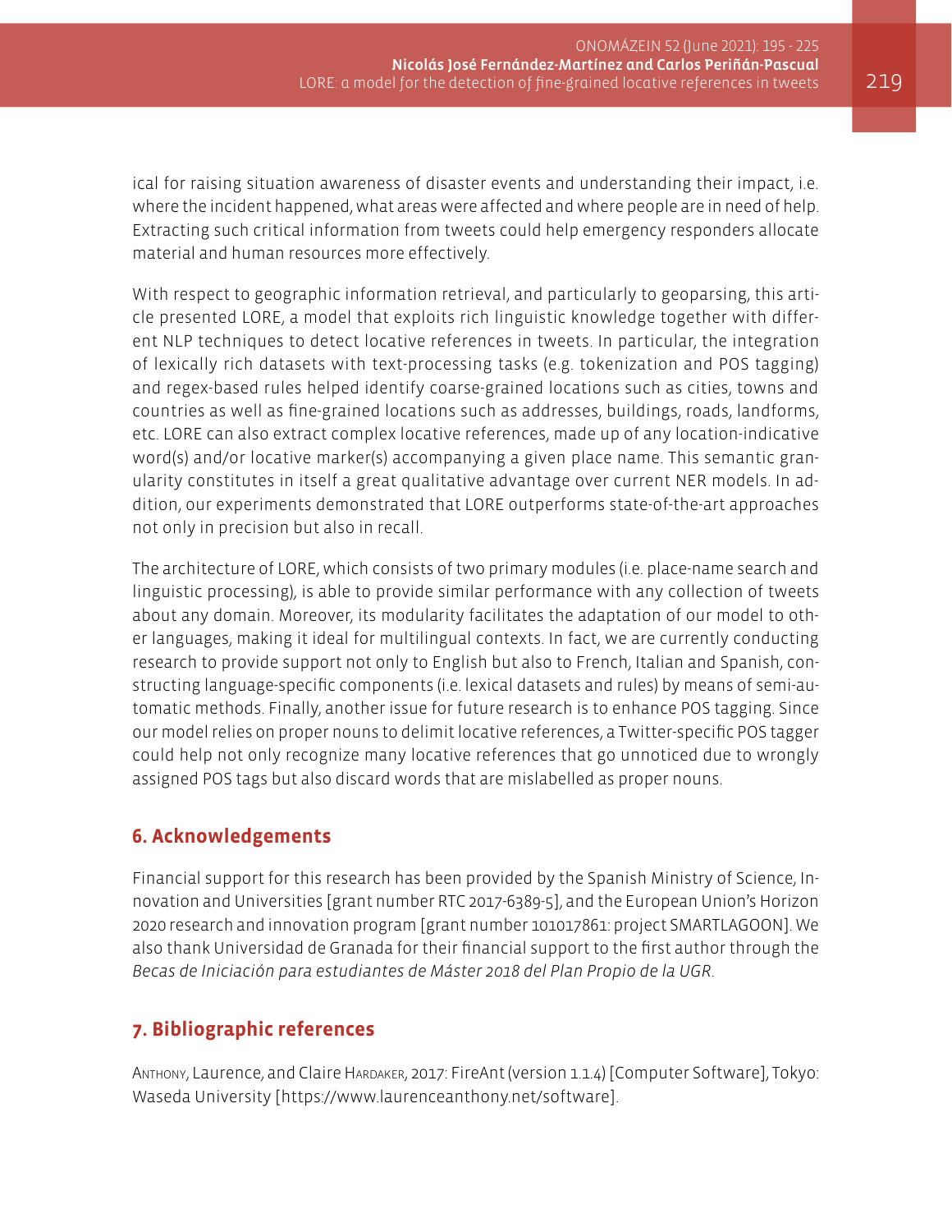ical for raising situation awareness of disaster events and understanding their impact, i.e. where the incident happened, what areas were affected and where people are in need of help. Extracting such critical information from tweets could help emergency responders allocate material and human resources more effectively.

With respect to geographic information retrieval, and particularly to geoparsing, this article presented LORE, a model that exploits rich linguistic knowledge together with different NLP techniques to detect locative references in tweets. In particular, the integration of lexically rich datasets with text-processing tasks (e.g. tokenization and POS tagging) and regex-based rules helped identify coarse-grained locations such as cities, towns and countries as well as fine-grained locations such as addresses, buildings, roads, landforms, etc. LORE can also extract complex locative references, made up of any location-indicative word(s) and/or locative marker(s) accompanying a given place name. This semantic granularity constitutes in itself a great qualitative advantage over current NER models. In addition, our experiments demonstrated that LORE outperforms state-of-the-art approaches not only in precision but also in recall.

The architecture of LORE, which consists of two primary modules (i.e. place-name search and linguistic processing), is able to provide similar performance with any collection of tweets about any domain. Moreover, its modularity facilitates the adaptation of our model to other languages, making it ideal for multilingual contexts. In fact, we are currently conducting research to provide support not only to English but also to French, Italian and Spanish, constructing language-specific components (i.e. lexical datasets and rules) by means of semi-automatic methods. Finally, another issue for future research is to enhance POS tagging. Since our model relies on proper nouns to delimit locative references, a Twitter-specific POS tagger could help not only recognize many locative references that go unnoticed due to wrongly assigned POS tags but also discard words that are mislabelled as proper nouns.

## 6. Acknowledgements

Financial support for this research has been provided by the Spanish Ministry of Science, Innovation and Universities [grant number RTC 2017-6389-5], and the European Union's Horizon 2020 research and innovation program [grant number 101017861: project SMARTLAGOON]. We also thank Universidad de Granada for their financial support to the first author through the *Becas de Iniciación para estudiantes de Máster 2018 del Plan Propio de la UGR*.

## 7. Bibliographic references

Anthony, Laurence, and Claire Hardaker, 2017: FireAnt (version 1.1.4) [Computer Software], Tokyo: Waseda University [https://www.laurenceanthony.net/software].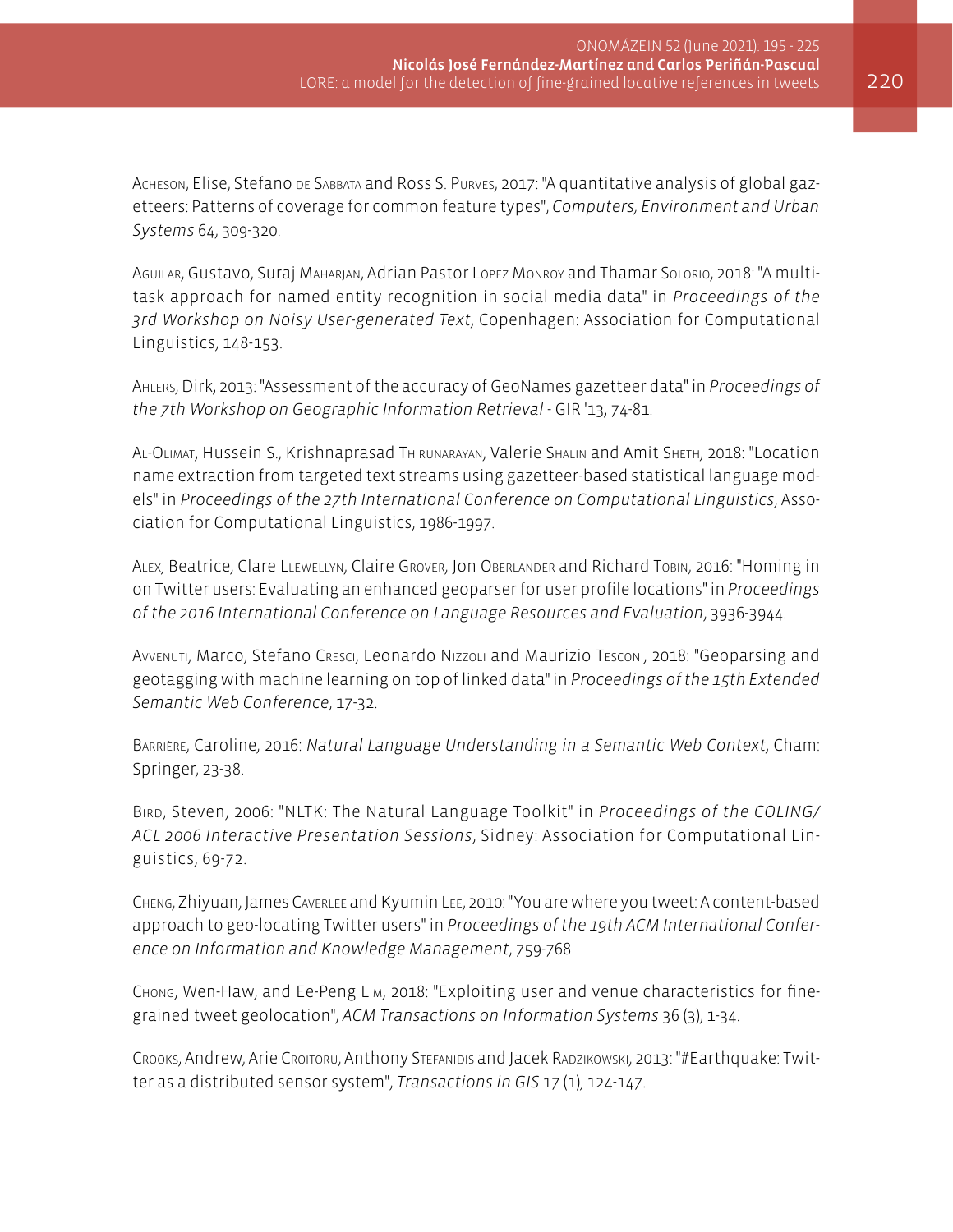Acheson, Elise, Stefano de Sabbata and Ross S. Purves, 2017: "A quantitative analysis of global gazetteers: Patterns of coverage for common feature types", *Computers, Environment and Urban Systems* 64, 309-320.

Aguilar, Gustavo, Suraj Maharjan, Adrian Pastor López Monroy and Thamar Solorio, 2018: "A multi-task approach for named entity recognition in social media data" in *Proceedings of the 3rd Workshop on Noisy User-generated Text*, Copenhagen: Association for Computational Linguistics, 148-153.

Ahlers, Dirk, 2013: "Assessment of the accuracy of GeoNames gazetteer data" in *Proceedings of the 7th Workshop on Geographic Information Retrieval* - GIR '13, 74-81.

Al-Olimat, Hussein S., Krishnaprasad Thirunarayan, Valerie Shalin and Amit Sheth, 2018: "Location name extraction from targeted text streams using gazetteer-based statistical language models" in *Proceedings of the 27th International Conference on Computational Linguistics*, Association for Computational Linguistics, 1986-1997.

Alex, Beatrice, Clare Llewellyn, Claire Grover, Jon Oberlander and Richard Tobin, 2016: "Homing in on Twitter users: Evaluating an enhanced geoparser for user profile locations" in *Proceedings of the 2016 International Conference on Language Resources and Evaluation*, 3936-3944.

Avvenuti, Marco, Stefano Cresci, Leonardo Nizzoli and Maurizio Tesconi, 2018: "Geoparsing and geotagging with machine learning on top of linked data" in *Proceedings of the 15th Extended Semantic Web Conference*, 17-32.

Barrière, Caroline, 2016: *Natural Language Understanding in a Semantic Web Context*, Cham: Springer, 23-38.

Bird, Steven, 2006: "NLTK: The Natural Language Toolkit" in *Proceedings of the COLING/ACL 2006 Interactive Presentation Sessions*, Sidney: Association for Computational Linguistics, 69-72.

Cheng, Zhiyuan, James Caverlee and Kyumin Lee, 2010: "You are where you tweet: A content-based approach to geo-locating Twitter users" in *Proceedings of the 19th ACM International Conference on Information and Knowledge Management*, 759-768.

Chong, Wen-Haw, and Ee-Peng Lim, 2018: "Exploiting user and venue characteristics for fine-grained tweet geolocation", *ACM Transactions on Information Systems* 36 (3), 1-34.

Crooks, Andrew, Arie Croitoru, Anthony Stefanidis and Jacek Radzikowski, 2013: "#Earthquake: Twitter as a distributed sensor system", *Transactions in GIS* 17 (1), 124-147.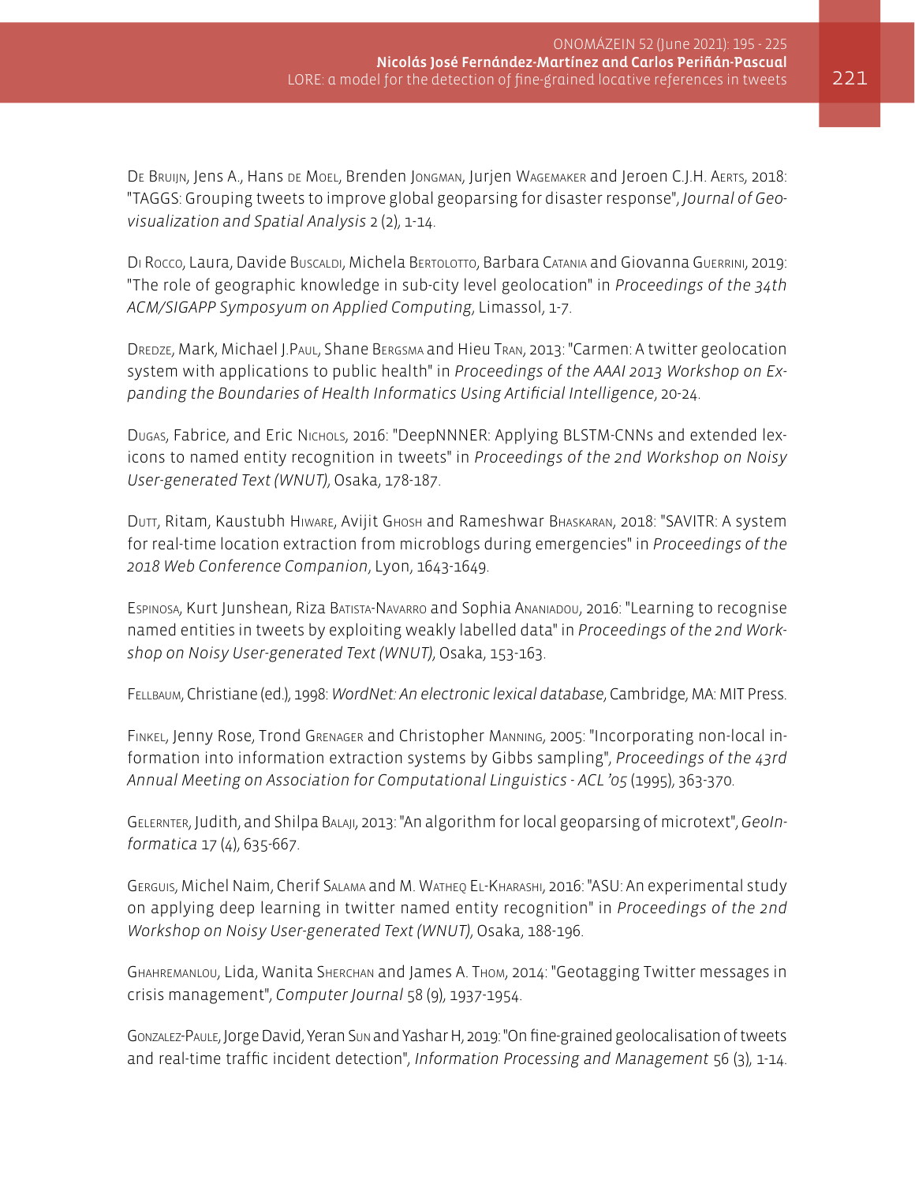De Bruijn, Jens A., Hans de Moel, Brenden Jongman, Jurjen Wagemaker and Jeroen C.J.H. Aerts, 2018: "TAGGS: Grouping tweets to improve global geoparsing for disaster response", *Journal of Geovisualization and Spatial Analysis* 2 (2), 1-14.

Di Rocco, Laura, Davide Buscaldi, Michela Bertolotto, Barbara Catania and Giovanna Guerrini, 2019: "The role of geographic knowledge in sub-city level geolocation" in *Proceedings of the 34th ACM/SIGAPP Symposyum on Applied Computing*, Limassol, 1-7.

Dredze, Mark, Michael J.Paul, Shane Bergsma and Hieu Tran, 2013: "Carmen: A twitter geolocation system with applications to public health" in *Proceedings of the AAAI 2013 Workshop on Expanding the Boundaries of Health Informatics Using Artificial Intelligence*, 20-24.

Dugas, Fabrice, and Eric Nichols, 2016: "DeepNNNER: Applying BLSTM-CNNs and extended lexicons to named entity recognition in tweets" in *Proceedings of the 2nd Workshop on Noisy User-generated Text (WNUT)*, Osaka, 178-187.

Dutt, Ritam, Kaustubh Hiware, Avijit Ghosh and Rameshwar Bhaskaran, 2018: "SAVITR: A system for real-time location extraction from microblogs during emergencies" in *Proceedings of the 2018 Web Conference Companion*, Lyon, 1643-1649.

Espinosa, Kurt Junshean, Riza Batista-Navarro and Sophia Ananiadou, 2016: "Learning to recognise named entities in tweets by exploiting weakly labelled data" in *Proceedings of the 2nd Workshop on Noisy User-generated Text (WNUT)*, Osaka, 153-163.

Fellbaum, Christiane (ed.), 1998: *WordNet: An electronic lexical database*, Cambridge, MA: MIT Press.

Finkel, Jenny Rose, Trond Grenager and Christopher Manning, 2005: "Incorporating non-local information into information extraction systems by Gibbs sampling", *Proceedings of the 43rd Annual Meeting on Association for Computational Linguistics - ACL '05* (1995), 363-370.

Gelernter, Judith, and Shilpa Balaji, 2013: "An algorithm for local geoparsing of microtext", *GeoInformatica* 17 (4), 635-667.

Gerguis, Michel Naim, Cherif Salama and M. Watheq El-Kharashi, 2016: "ASU: An experimental study on applying deep learning in twitter named entity recognition" in *Proceedings of the 2nd Workshop on Noisy User-generated Text (WNUT)*, Osaka, 188-196.

Ghahremanlou, Lida, Wanita Sherchan and James A. Thom, 2014: "Geotagging Twitter messages in crisis management", *Computer Journal* 58 (9), 1937-1954.

Gonzalez-Paule, Jorge David, Yeran Sun and Yashar H, 2019: "On fine-grained geolocalisation of tweets and real-time traffic incident detection", *Information Processing and Management* 56 (3), 1-14.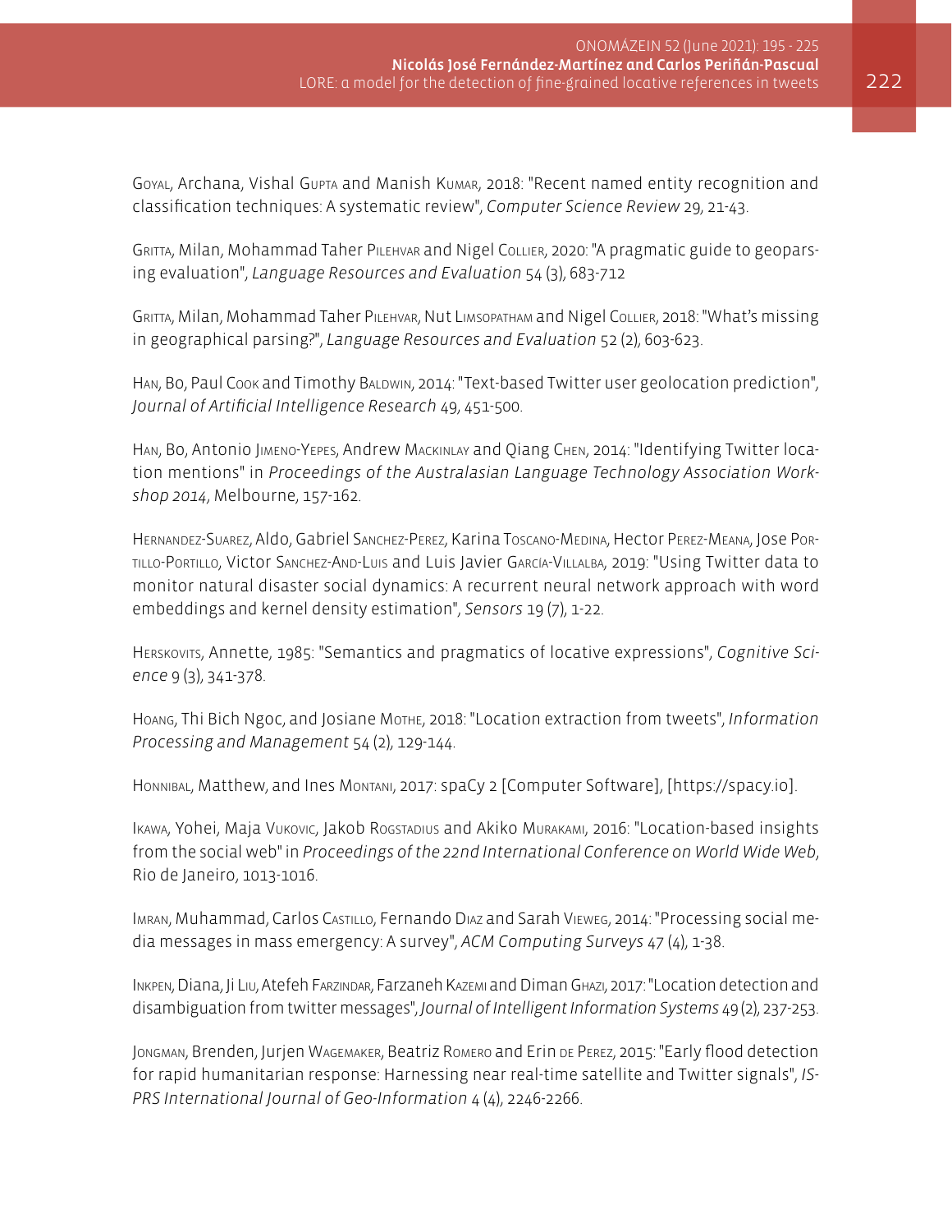Goyal, Archana, Vishal Gupta and Manish Kumar, 2018: "Recent named entity recognition and classification techniques: A systematic review", *Computer Science Review* 29, 21-43.

Gritta, Milan, Mohammad Taher Pilehvar and Nigel Collier, 2020: "A pragmatic guide to geoparsing evaluation", *Language Resources and Evaluation* 54 (3), 683-712

Gritta, Milan, Mohammad Taher Pilehvar, Nut Limsopatham and Nigel Collier, 2018: "What's missing in geographical parsing?", *Language Resources and Evaluation* 52 (2), 603-623.

Han, Bo, Paul Cook and Timothy Baldwin, 2014: "Text-based Twitter user geolocation prediction", *Journal of Artificial Intelligence Research* 49, 451-500.

Han, Bo, Antonio Jimeno-Yepes, Andrew Mackinlay and Qiang Chen, 2014: "Identifying Twitter location mentions" in *Proceedings of the Australasian Language Technology Association Workshop 2014*, Melbourne, 157-162.

Hernandez-Suarez, Aldo, Gabriel Sanchez-Perez, Karina Toscano-Medina, Hector Perez-Meana, Jose Portillo-Portillo, Victor Sanchez-And-Luis and Luis Javier García-Villalba, 2019: "Using Twitter data to monitor natural disaster social dynamics: A recurrent neural network approach with word embeddings and kernel density estimation", *Sensors* 19 (7), 1-22.

Herskovits, Annette, 1985: "Semantics and pragmatics of locative expressions", *Cognitive Science* 9 (3), 341-378.

Hoang, Thi Bich Ngoc, and Josiane Mothe, 2018: "Location extraction from tweets", *Information Processing and Management* 54 (2), 129-144.

Honnibal, Matthew, and Ines Montani, 2017: spaCy 2 [Computer Software], [https://spacy.io].

Ikawa, Yohei, Maja Vukovic, Jakob Rogstadius and Akiko Murakami, 2016: "Location-based insights from the social web" in *Proceedings of the 22nd International Conference on World Wide Web*, Rio de Janeiro, 1013-1016.

Imran, Muhammad, Carlos Castillo, Fernando Diaz and Sarah Vieweg, 2014: "Processing social media messages in mass emergency: A survey", *ACM Computing Surveys* 47 (4), 1-38.

Inkpen, Diana, Ji Liu, Atefeh Farzindar, Farzaneh Kazemi and Diman Ghazi, 2017: "Location detection and disambiguation from twitter messages", *Journal of Intelligent Information Systems* 49 (2), 237-253.

Jongman, Brenden, Jurjen Wagemaker, Beatriz Romero and Erin de Perez, 2015: "Early flood detection for rapid humanitarian response: Harnessing near real-time satellite and Twitter signals", *ISPRS International Journal of Geo-Information* 4 (4), 2246-2266.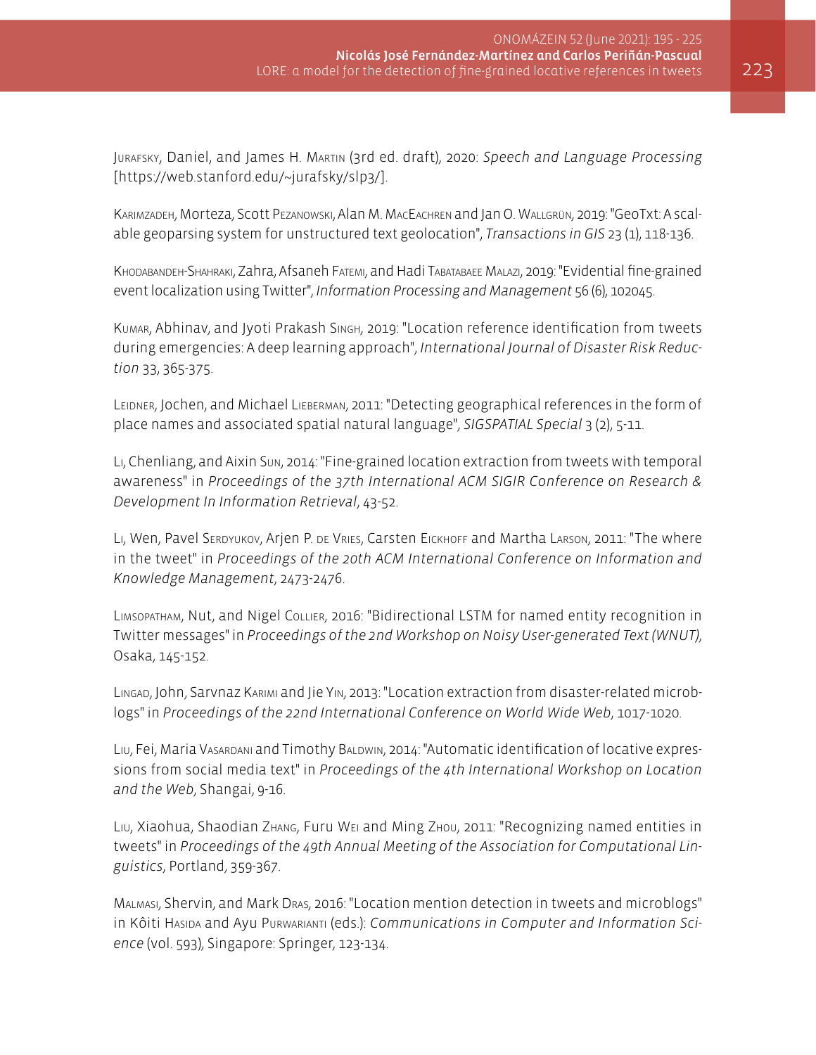Jurafsky, Daniel, and James H. Martin (3rd ed. draft), 2020: *Speech and Language Processing* [https://web.stanford.edu/~jurafsky/slp3/].

Karimzadeh, Morteza, Scott Pezanowski, Alan M. MacEachren and Jan O. Wallgrün, 2019: "GeoTxt: A scalable geoparsing system for unstructured text geolocation", *Transactions in GIS* 23 (1), 118-136.

Khodabandeh-Shahraki, Zahra, Afsaneh Fatemi, and Hadi Tabatabaee Malazi, 2019: "Evidential fine-grained event localization using Twitter", *Information Processing and Management* 56 (6), 102045.

Kumar, Abhinav, and Jyoti Prakash Singh, 2019: "Location reference identification from tweets during emergencies: A deep learning approach", *International Journal of Disaster Risk Reduction* 33, 365-375.

Leidner, Jochen, and Michael Lieberman, 2011: "Detecting geographical references in the form of place names and associated spatial natural language", *SIGSPATIAL Special* 3 (2), 5-11.

Li, Chenliang, and Aixin Sun, 2014: "Fine-grained location extraction from tweets with temporal awareness" in *Proceedings of the 37th International ACM SIGIR Conference on Research & Development In Information Retrieval*, 43-52.

Li, Wen, Pavel Serdyukov, Arjen P. de Vries, Carsten Eickhoff and Martha Larson, 2011: "The where in the tweet" in *Proceedings of the 20th ACM International Conference on Information and Knowledge Management*, 2473-2476.

Limsopatham, Nut, and Nigel Collier, 2016: "Bidirectional LSTM for named entity recognition in Twitter messages" in *Proceedings of the 2nd Workshop on Noisy User-generated Text (WNUT)*, Osaka, 145-152.

Lingad, John, Sarvnaz Karimi and Jie Yin, 2013: "Location extraction from disaster-related microblogs" in *Proceedings of the 22nd International Conference on World Wide Web*, 1017-1020.

Liu, Fei, Maria Vasardani and Timothy Baldwin, 2014: "Automatic identification of locative expressions from social media text" in *Proceedings of the 4th International Workshop on Location and the Web*, Shangai, 9-16.

Liu, Xiaohua, Shaodian Zhang, Furu Wei and Ming Zhou, 2011: "Recognizing named entities in tweets" in *Proceedings of the 49th Annual Meeting of the Association for Computational Linguistics*, Portland, 359-367.

Malmasi, Shervin, and Mark Dras, 2016: "Location mention detection in tweets and microblogs" in Kôiti Hasida and Ayu Purwarianti (eds.): *Communications in Computer and Information Science* (vol. 593), Singapore: Springer, 123-134.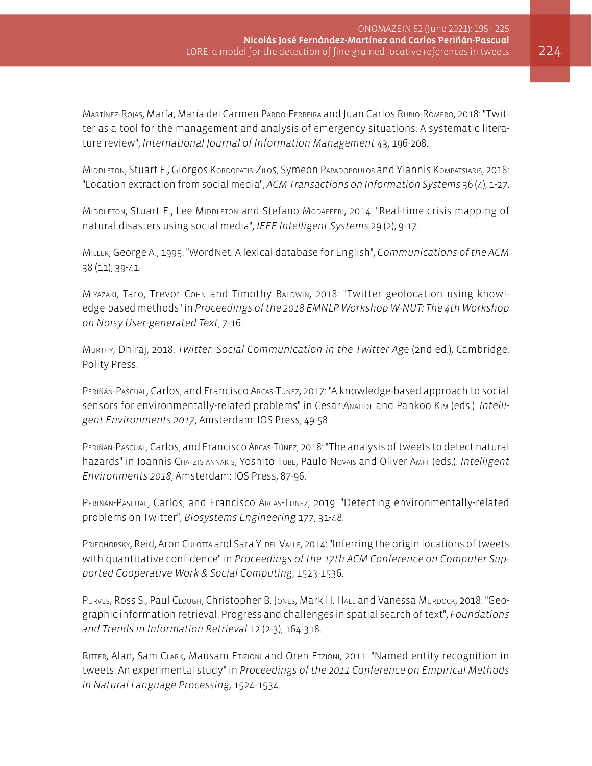Martínez-Rojas, María, María del Carmen Pardo-Ferreira and Juan Carlos Rubio-Romero, 2018: "Twitter as a tool for the management and analysis of emergency situations: A systematic literature review", *International Journal of Information Management* 43, 196-208.

Middleton, Stuart E., Giorgos Kordopatis-Zilos, Symeon Papadopoulos and Yiannis Kompatsiaris, 2018: "Location extraction from social media", *ACM Transactions on Information Systems* 36 (4), 1-27.

Middleton, Stuart E., Lee Middleton and Stefano Modafferi, 2014: "Real-time crisis mapping of natural disasters using social media", *IEEE Intelligent Systems* 29 (2), 9-17.

Miller, George A., 1995: "WordNet: A lexical database for English", *Communications of the ACM* 38 (11), 39-41.

Miyazaki, Taro, Trevor Cohn and Timothy Baldwin, 2018: "Twitter geolocation using knowledge-based methods" in *Proceedings of the 2018 EMNLP Workshop W-NUT: The 4th Workshop on Noisy User-generated Text*, 7-16.

Murthy, Dhiraj, 2018: *Twitter: Social Communication in the Twitter Age* (2nd ed.), Cambridge: Polity Press.

Periñán-Pascual, Carlos, and Francisco Arcas-Túnez, 2017: "A knowledge-based approach to social sensors for environmentally-related problems" in Cesar Analide and Pankoo Kim (eds.): *Intelligent Environments 2017*, Amsterdam: IOS Press, 49-58.

Periñán-Pascual, Carlos, and Francisco Arcas-Túnez, 2018: "The analysis of tweets to detect natural hazards" in Ioannis Chatzigiannakis, Yoshito Tobe, Paulo Novais and Oliver Amft (eds.): *Intelligent Environments 2018*, Amsterdam: IOS Press, 87-96.

Periñán-Pascual, Carlos, and Francisco Arcas-Túnez, 2019: "Detecting environmentally-related problems on Twitter", *Biosystems Engineering* 177, 31-48.

Priedhorsky, Reid, Aron Culotta and Sara Y. del Valle, 2014: "Inferring the origin locations of tweets with quantitative confidence" in *Proceedings of the 17th ACM Conference on Computer Supported Cooperative Work & Social Computing*, 1523-1536.

Purves, Ross S., Paul Clough, Christopher B. Jones, Mark H. Hall and Vanessa Murdock, 2018: "Geographic information retrieval: Progress and challenges in spatial search of text", *Foundations and Trends in Information Retrieval* 12 (2-3), 164-318.

Ritter, Alan, Sam Clark, Mausam Etizioni and Oren Etzioni, 2011: "Named entity recognition in tweets: An experimental study" in *Proceedings of the 2011 Conference on Empirical Methods in Natural Language Processing*, 1524-1534.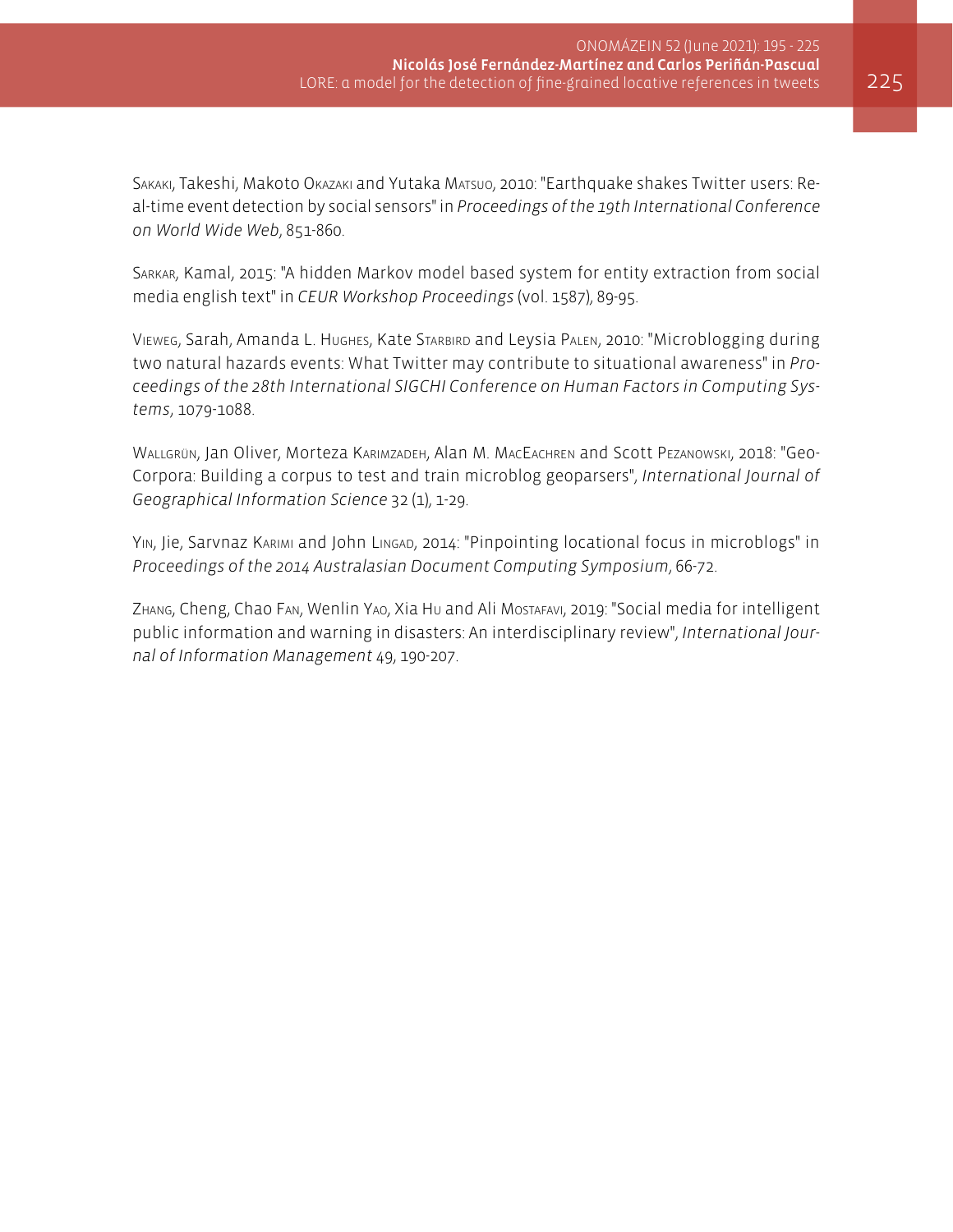Sakaki, Takeshi, Makoto Okazaki and Yutaka Matsuo, 2010: "Earthquake shakes Twitter users: Real-time event detection by social sensors" in *Proceedings of the 19th International Conference on World Wide Web*, 851-860.

Sarkar, Kamal, 2015: "A hidden Markov model based system for entity extraction from social media english text" in *CEUR Workshop Proceedings* (vol. 1587), 89-95.

Vieweg, Sarah, Amanda L. Hughes, Kate Starbird and Leysia Palen, 2010: "Microblogging during two natural hazards events: What Twitter may contribute to situational awareness" in *Proceedings of the 28th International SIGCHI Conference on Human Factors in Computing Systems*, 1079-1088.

Wallgrün, Jan Oliver, Morteza Karimzadeh, Alan M. MacEachren and Scott Pezanowski, 2018: "GeoCorpora: Building a corpus to test and train microblog geoparsers", *International Journal of Geographical Information Science* 32 (1), 1-29.

Yin, Jie, Sarvnaz Karimi and John Lingad, 2014: "Pinpointing locational focus in microblogs" in *Proceedings of the 2014 Australasian Document Computing Symposium*, 66-72.

Zhang, Cheng, Chao Fan, Wenlin Yao, Xia Hu and Ali Mostafavi, 2019: "Social media for intelligent public information and warning in disasters: An interdisciplinary review", *International Journal of Information Management* 49, 190-207.